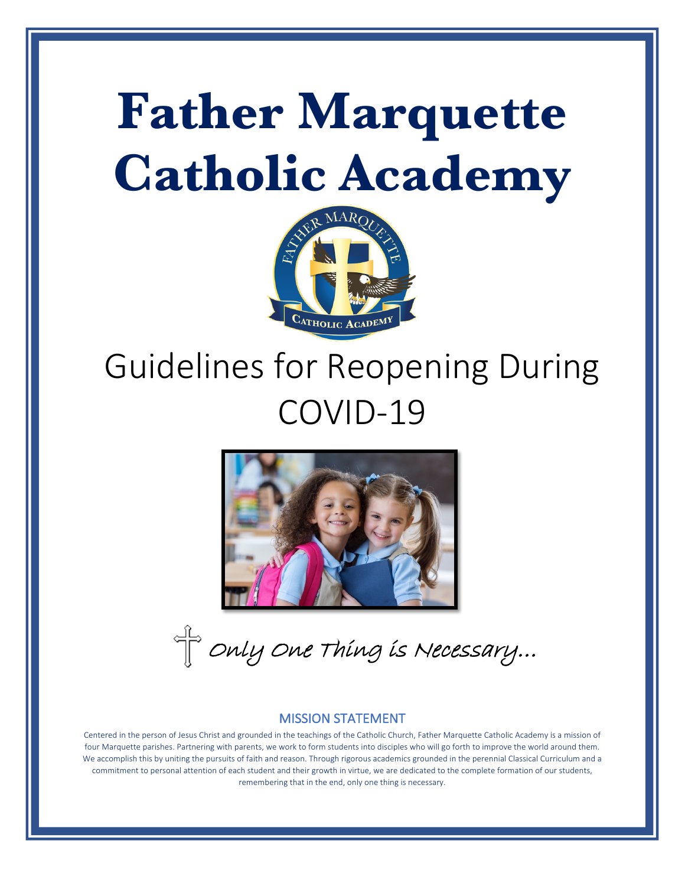# Father Marquette Catholic Academy

# Guidelines for Reopening During COVID-19

*Only One Thing is Necessary…*

## MISSION STATEMENT

Centered in the person of Jesus Christ and grounded in the teachings of the Catholic Church, Father Marquette Catholic Academy is a mission of four Marquette parishes. Partnering with parents, we work to form students into disciples who will go forth to improve the world around them. We accomplish this by uniting the pursuits of faith and reason. Through rigorous academics grounded in the perennial Classical Curriculum and a commitment to personal attention of each student and their growth in virtue, we are dedicated to the complete formation of our students, remembering that in the end, only one thing is necessary.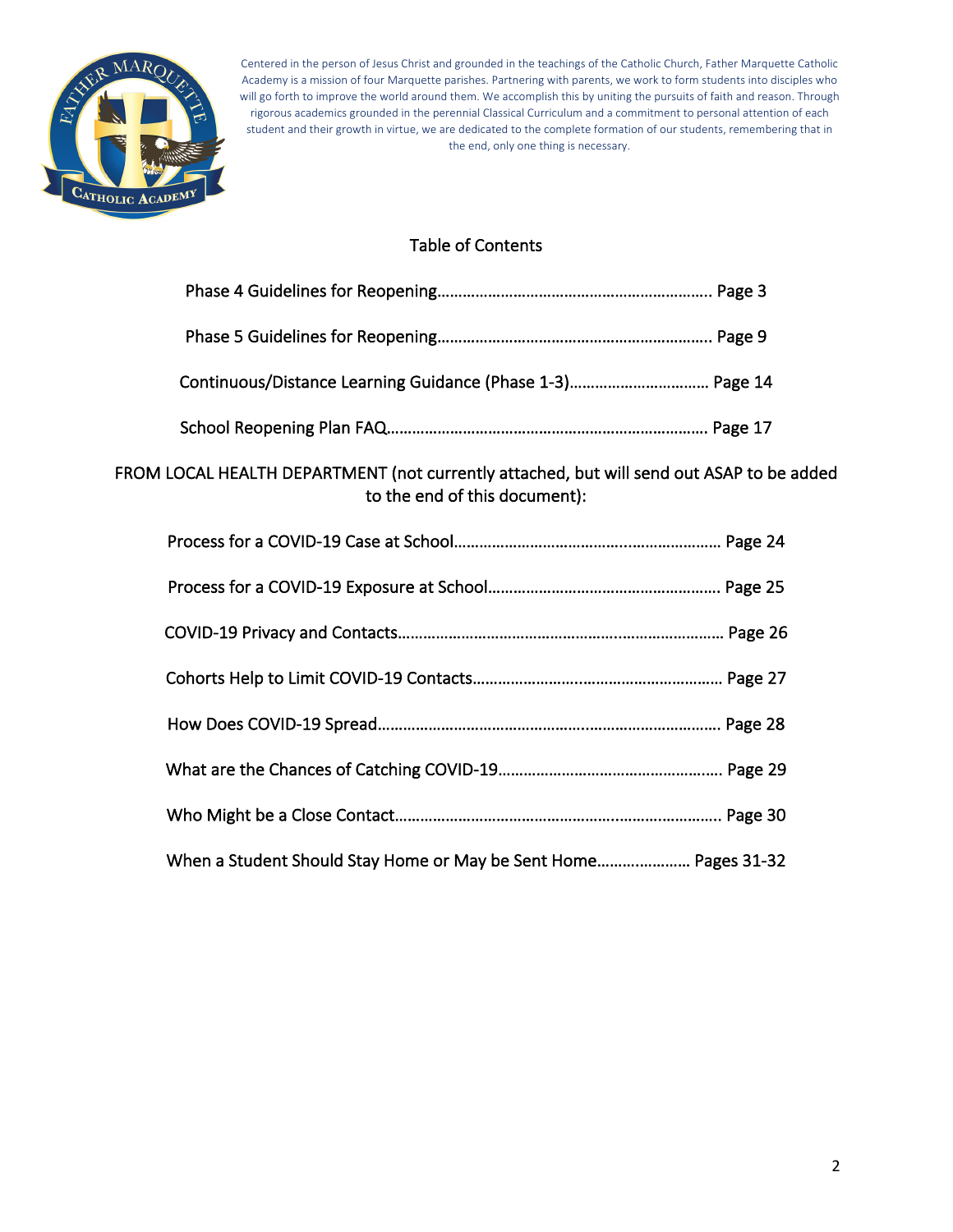Centered in the person of Jesus Christ and grounded in the teachings of the Catholic Church, Father Marquette Catholic Academy is a mission of four Marquette parishes. Partnering with parents, we work to form students into disciples who will go forth to improve the world around them. We accomplish this by uniting the pursuits of faith and reason. Through rigorous academics grounded in the perennial Classical Curriculum and a commitment to personal attention of each student and their growth in virtue, we are dedicated to the complete formation of our students, remembering that in the end, only one thing is necessary.

## Table of Contents

Phase 4 Guidelines for Reopening……………………………………………………….. Page 3

Phase 5 Guidelines for Reopening……………………………………………………….. Page 9

Continuous/Distance Learning Guidance (Phase 1-3)………………………….. Page 14

School Reopening Plan FAQ…………………………………………………………………. Page 17

FROM LOCAL HEALTH DEPARTMENT (not currently attached, but will send out ASAP to be added to the end of this document):

Process for a COVID-19 Case at School……………………………………………… Page 24

Process for a COVID-19 Exposure at School………………………………………… Page 25

COVID-19 Privacy and Contacts…………………………………………………………… Page 26

Cohorts Help to Limit COVID-19 Contacts……………………………………………. Page 27

How Does COVID-19 Spread………………………………………………………………. Page 28

What are the Chances of Catching COVID-19………………………………………. Page 29

Who Might be a Close Contact……………………………………………………………. Page 30

When a Student Should Stay Home or May be Sent Home…………………. Pages 31-32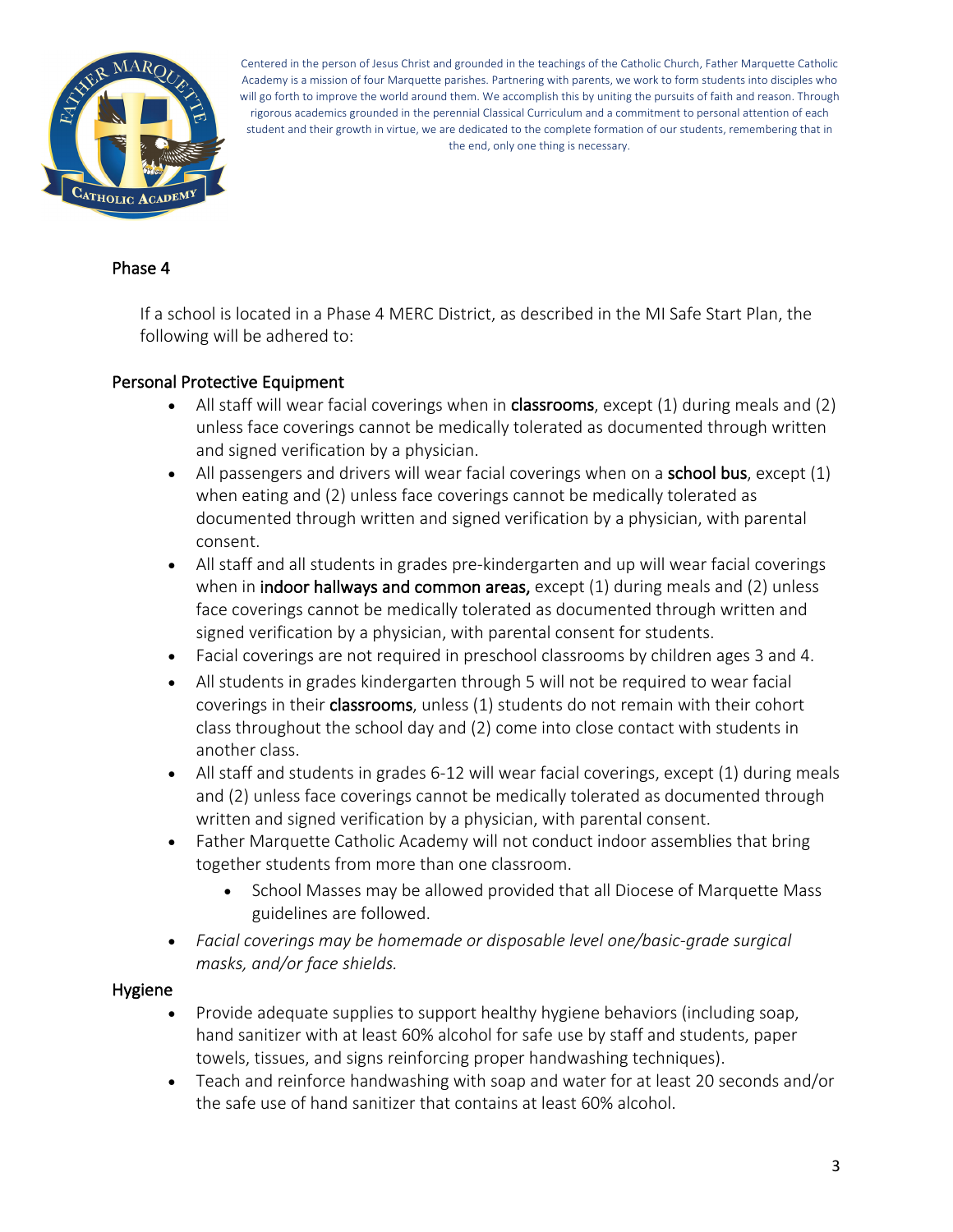Centered in the person of Jesus Christ and grounded in the teachings of the Catholic Church, Father Marquette Catholic Academy is a mission of four Marquette parishes. Partnering with parents, we work to form students into disciples who will go forth to improve the world around them. We accomplish this by uniting the pursuits of faith and reason. Through rigorous academics grounded in the perennial Classical Curriculum and a commitment to personal attention of each student and their growth in virtue, we are dedicated to the complete formation of our students, remembering that in the end, only one thing is necessary.

## Phase 4

If a school is located in a Phase 4 MERC District, as described in the MI Safe Start Plan, the following will be adhered to:

### Personal Protective Equipment

- All staff will wear facial coverings when in **classrooms**, except (1) during meals and (2) unless face coverings cannot be medically tolerated as documented through written and signed verification by a physician.
- All passengers and drivers will wear facial coverings when on a **school bus**, except (1) when eating and (2) unless face coverings cannot be medically tolerated as documented through written and signed verification by a physician, with parental consent.
- All staff and all students in grades pre-kindergarten and up will wear facial coverings when in **indoor hallways and common areas,** except (1) during meals and (2) unless face coverings cannot be medically tolerated as documented through written and signed verification by a physician, with parental consent for students.
- Facial coverings are not required in preschool classrooms by children ages 3 and 4.
- All students in grades kindergarten through 5 will not be required to wear facial coverings in their **classrooms**, unless (1) students do not remain with their cohort class throughout the school day and (2) come into close contact with students in another class.
- All staff and students in grades 6-12 will wear facial coverings, except (1) during meals and (2) unless face coverings cannot be medically tolerated as documented through written and signed verification by a physician, with parental consent.
- Father Marquette Catholic Academy will not conduct indoor assemblies that bring together students from more than one classroom.
  - School Masses may be allowed provided that all Diocese of Marquette Mass guidelines are followed.
- *Facial coverings may be homemade or disposable level one/basic-grade surgical masks, and/or face shields.*

### Hygiene

- Provide adequate supplies to support healthy hygiene behaviors (including soap, hand sanitizer with at least 60% alcohol for safe use by staff and students, paper towels, tissues, and signs reinforcing proper handwashing techniques).
- Teach and reinforce handwashing with soap and water for at least 20 seconds and/or the safe use of hand sanitizer that contains at least 60% alcohol.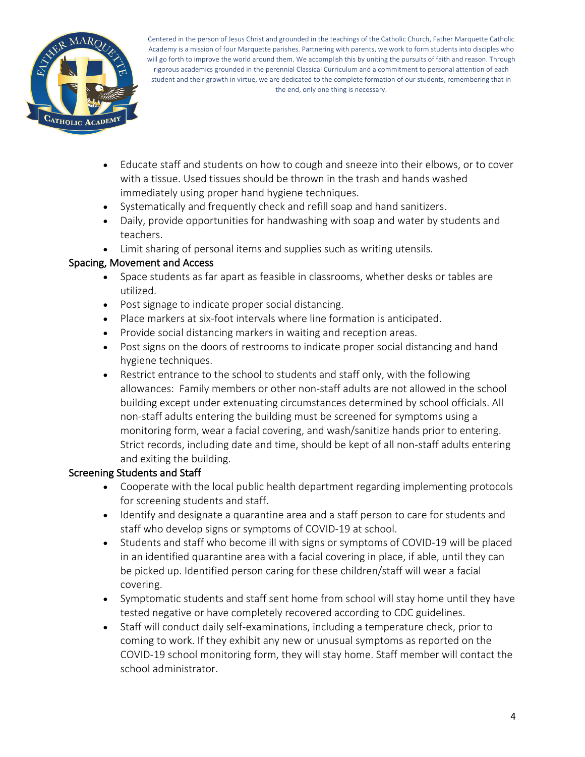Centered in the person of Jesus Christ and grounded in the teachings of the Catholic Church, Father Marquette Catholic Academy is a mission of four Marquette parishes. Partnering with parents, we work to form students into disciples who will go forth to improve the world around them. We accomplish this by uniting the pursuits of faith and reason. Through rigorous academics grounded in the perennial Classical Curriculum and a commitment to personal attention of each student and their growth in virtue, we are dedicated to the complete formation of our students, remembering that in the end, only one thing is necessary.

- Educate staff and students on how to cough and sneeze into their elbows, or to cover with a tissue. Used tissues should be thrown in the trash and hands washed immediately using proper hand hygiene techniques.
- Systematically and frequently check and refill soap and hand sanitizers.
- Daily, provide opportunities for handwashing with soap and water by students and teachers.
- Limit sharing of personal items and supplies such as writing utensils.

### Spacing, Movement and Access

- Space students as far apart as feasible in classrooms, whether desks or tables are utilized.
- Post signage to indicate proper social distancing.
- Place markers at six-foot intervals where line formation is anticipated.
- Provide social distancing markers in waiting and reception areas.
- Post signs on the doors of restrooms to indicate proper social distancing and hand hygiene techniques.
- Restrict entrance to the school to students and staff only, with the following allowances: Family members or other non-staff adults are not allowed in the school building except under extenuating circumstances determined by school officials. All non-staff adults entering the building must be screened for symptoms using a monitoring form, wear a facial covering, and wash/sanitize hands prior to entering. Strict records, including date and time, should be kept of all non-staff adults entering and exiting the building.

### Screening Students and Staff

- Cooperate with the local public health department regarding implementing protocols for screening students and staff.
- Identify and designate a quarantine area and a staff person to care for students and staff who develop signs or symptoms of COVID-19 at school.
- Students and staff who become ill with signs or symptoms of COVID-19 will be placed in an identified quarantine area with a facial covering in place, if able, until they can be picked up. Identified person caring for these children/staff will wear a facial covering.
- Symptomatic students and staff sent home from school will stay home until they have tested negative or have completely recovered according to CDC guidelines.
- Staff will conduct daily self-examinations, including a temperature check, prior to coming to work. If they exhibit any new or unusual symptoms as reported on the COVID-19 school monitoring form, they will stay home. Staff member will contact the school administrator.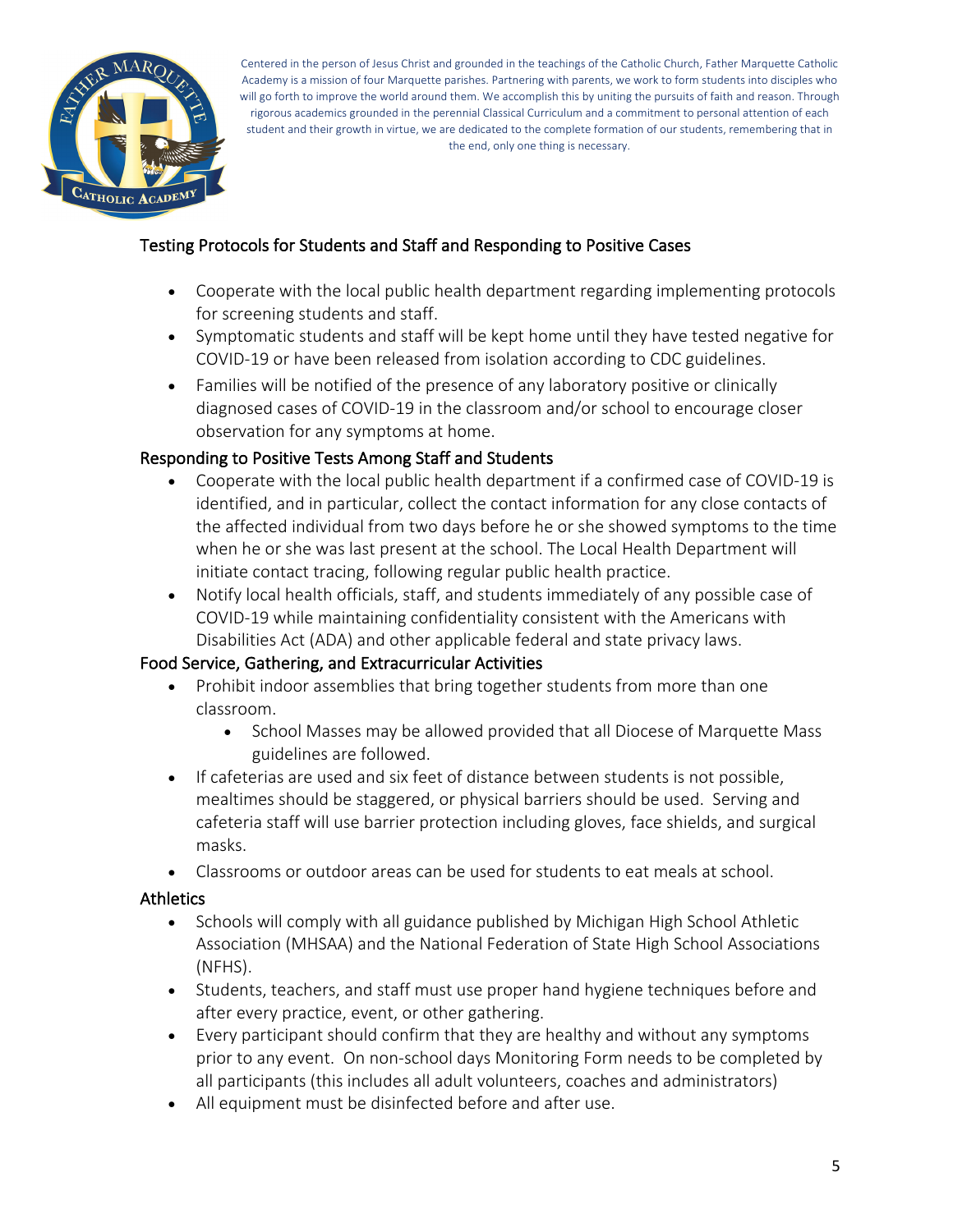Centered in the person of Jesus Christ and grounded in the teachings of the Catholic Church, Father Marquette Catholic Academy is a mission of four Marquette parishes. Partnering with parents, we work to form students into disciples who will go forth to improve the world around them. We accomplish this by uniting the pursuits of faith and reason. Through rigorous academics grounded in the perennial Classical Curriculum and a commitment to personal attention of each student and their growth in virtue, we are dedicated to the complete formation of our students, remembering that in the end, only one thing is necessary.

## Testing Protocols for Students and Staff and Responding to Positive Cases

- Cooperate with the local public health department regarding implementing protocols for screening students and staff.
- Symptomatic students and staff will be kept home until they have tested negative for COVID-19 or have been released from isolation according to CDC guidelines.
- Families will be notified of the presence of any laboratory positive or clinically diagnosed cases of COVID-19 in the classroom and/or school to encourage closer observation for any symptoms at home.

## Responding to Positive Tests Among Staff and Students

- Cooperate with the local public health department if a confirmed case of COVID-19 is identified, and in particular, collect the contact information for any close contacts of the affected individual from two days before he or she showed symptoms to the time when he or she was last present at the school. The Local Health Department will initiate contact tracing, following regular public health practice.
- Notify local health officials, staff, and students immediately of any possible case of COVID-19 while maintaining confidentiality consistent with the Americans with Disabilities Act (ADA) and other applicable federal and state privacy laws.

## Food Service, Gathering, and Extracurricular Activities

- Prohibit indoor assemblies that bring together students from more than one classroom.
  - School Masses may be allowed provided that all Diocese of Marquette Mass guidelines are followed.
- If cafeterias are used and six feet of distance between students is not possible, mealtimes should be staggered, or physical barriers should be used. Serving and cafeteria staff will use barrier protection including gloves, face shields, and surgical masks.
- Classrooms or outdoor areas can be used for students to eat meals at school.

## Athletics

- Schools will comply with all guidance published by Michigan High School Athletic Association (MHSAA) and the National Federation of State High School Associations (NFHS).
- Students, teachers, and staff must use proper hand hygiene techniques before and after every practice, event, or other gathering.
- Every participant should confirm that they are healthy and without any symptoms prior to any event. On non-school days Monitoring Form needs to be completed by all participants (this includes all adult volunteers, coaches and administrators)
- All equipment must be disinfected before and after use.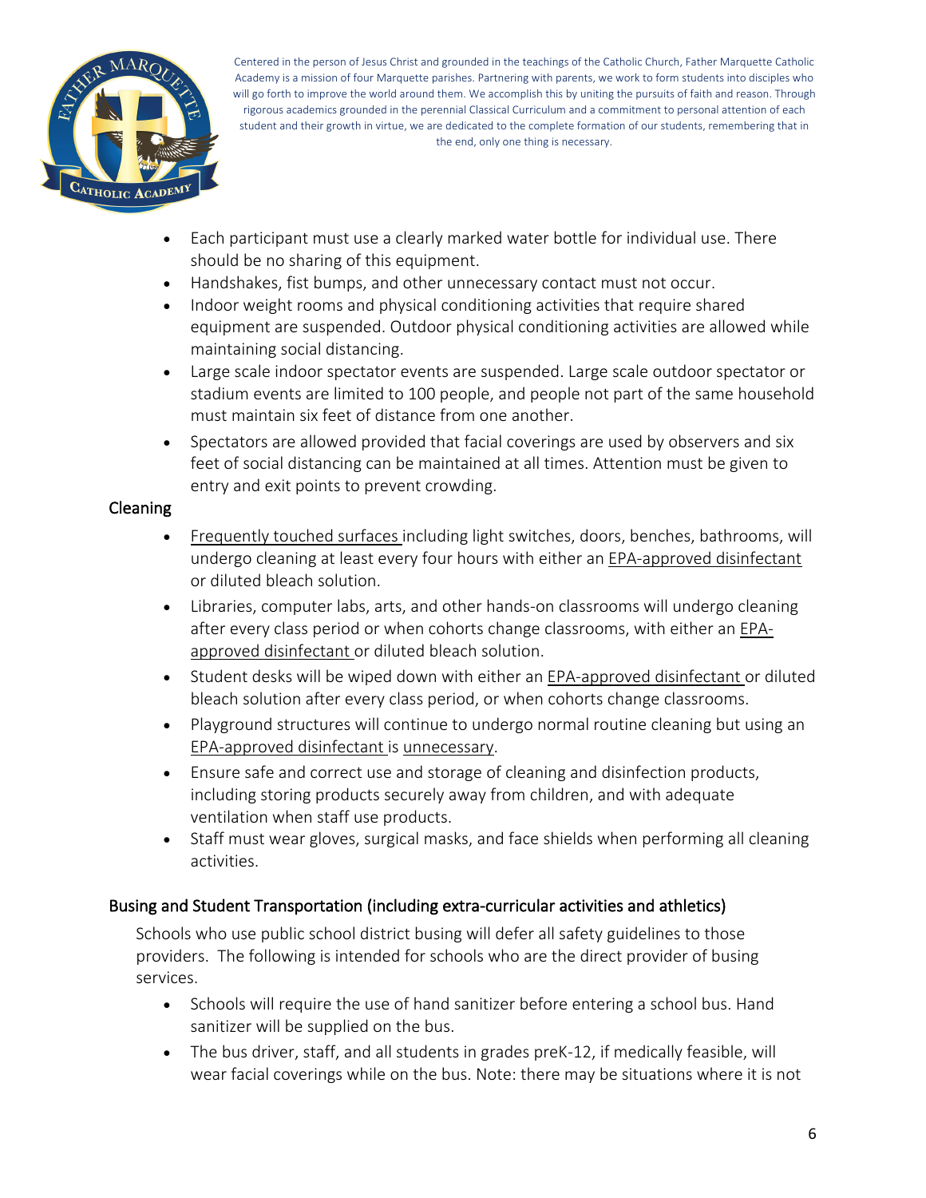- Each participant must use a clearly marked water bottle for individual use. There should be no sharing of this equipment.
- Handshakes, fist bumps, and other unnecessary contact must not occur.
- Indoor weight rooms and physical conditioning activities that require shared equipment are suspended. Outdoor physical conditioning activities are allowed while maintaining social distancing.
- Large scale indoor spectator events are suspended. Large scale outdoor spectator or stadium events are limited to 100 people, and people not part of the same household must maintain six feet of distance from one another.
- Spectators are allowed provided that facial coverings are used by observers and six feet of social distancing can be maintained at all times. Attention must be given to entry and exit points to prevent crowding.

## Cleaning

- Frequently touched surfaces including light switches, doors, benches, bathrooms, will undergo cleaning at least every four hours with either an EPA-approved disinfectant or diluted bleach solution.
- Libraries, computer labs, arts, and other hands-on classrooms will undergo cleaning after every class period or when cohorts change classrooms, with either an EPA-approved disinfectant or diluted bleach solution.
- Student desks will be wiped down with either an EPA-approved disinfectant or diluted bleach solution after every class period, or when cohorts change classrooms.
- Playground structures will continue to undergo normal routine cleaning but using an EPA-approved disinfectant is unnecessary.
- Ensure safe and correct use and storage of cleaning and disinfection products, including storing products securely away from children, and with adequate ventilation when staff use products.
- Staff must wear gloves, surgical masks, and face shields when performing all cleaning activities.

## Busing and Student Transportation (including extra-curricular activities and athletics)

Schools who use public school district busing will defer all safety guidelines to those providers. The following is intended for schools who are the direct provider of busing services.

- Schools will require the use of hand sanitizer before entering a school bus. Hand sanitizer will be supplied on the bus.
- The bus driver, staff, and all students in grades preK-12, if medically feasible, will wear facial coverings while on the bus. Note: there may be situations where it is not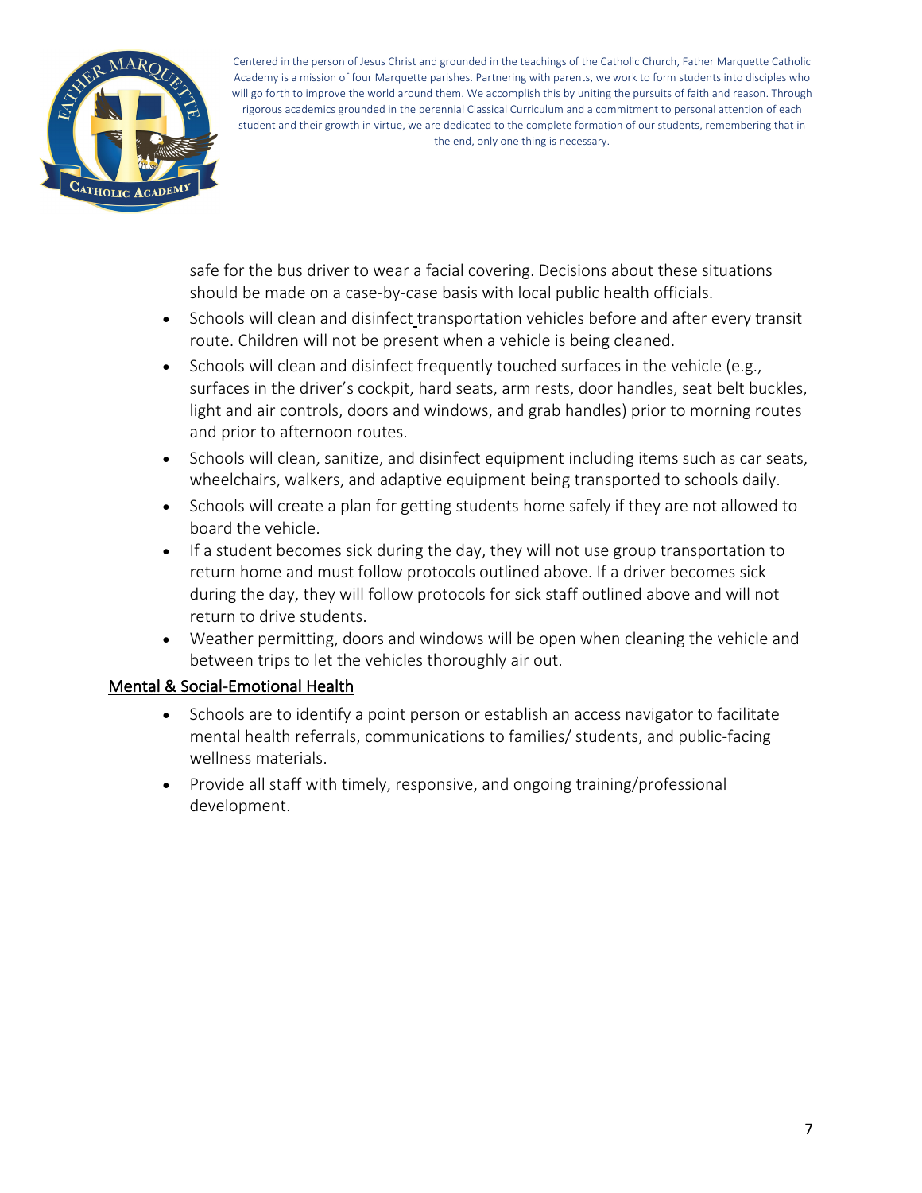safe for the bus driver to wear a facial covering. Decisions about these situations should be made on a case-by-case basis with local public health officials.

- Schools will clean and disinfect transportation vehicles before and after every transit route. Children will not be present when a vehicle is being cleaned.
- Schools will clean and disinfect frequently touched surfaces in the vehicle (e.g., surfaces in the driver's cockpit, hard seats, arm rests, door handles, seat belt buckles, light and air controls, doors and windows, and grab handles) prior to morning routes and prior to afternoon routes.
- Schools will clean, sanitize, and disinfect equipment including items such as car seats, wheelchairs, walkers, and adaptive equipment being transported to schools daily.
- Schools will create a plan for getting students home safely if they are not allowed to board the vehicle.
- If a student becomes sick during the day, they will not use group transportation to return home and must follow protocols outlined above. If a driver becomes sick during the day, they will follow protocols for sick staff outlined above and will not return to drive students.
- Weather permitting, doors and windows will be open when cleaning the vehicle and between trips to let the vehicles thoroughly air out.

## Mental & Social-Emotional Health

- Schools are to identify a point person or establish an access navigator to facilitate mental health referrals, communications to families/ students, and public-facing wellness materials.
- Provide all staff with timely, responsive, and ongoing training/professional development.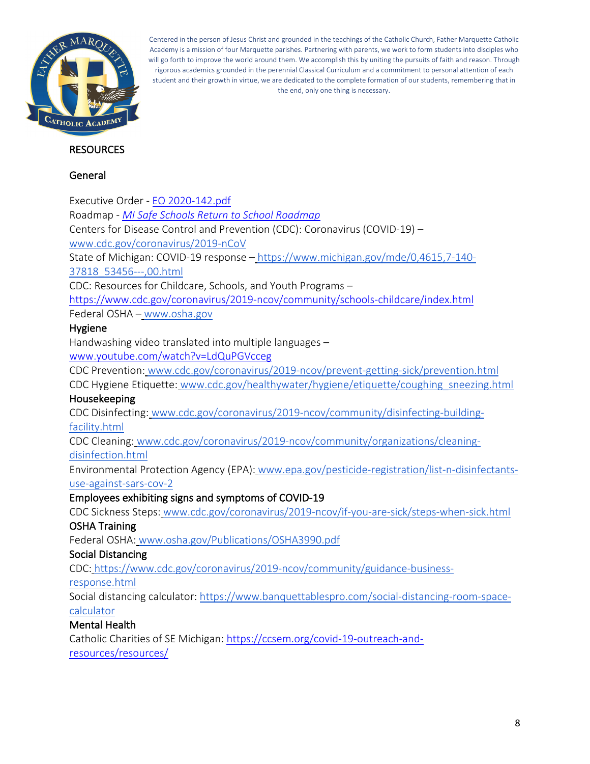Centered in the person of Jesus Christ and grounded in the teachings of the Catholic Church, Father Marquette Catholic Academy is a mission of four Marquette parishes. Partnering with parents, we work to form students into disciples who will go forth to improve the world around them. We accomplish this by uniting the pursuits of faith and reason. Through rigorous academics grounded in the perennial Classical Curriculum and a commitment to personal attention of each student and their growth in virtue, we are dedicated to the complete formation of our students, remembering that in the end, only one thing is necessary.

## RESOURCES

### General

Executive Order - EO 2020-142.pdf
Roadmap - *MI Safe Schools Return to School Roadmap*
Centers for Disease Control and Prevention (CDC): Coronavirus (COVID-19) – www.cdc.gov/coronavirus/2019-nCoV
State of Michigan: COVID-19 response – https://www.michigan.gov/mde/0,4615,7-140-37818_53456---,00.html
CDC: Resources for Childcare, Schools, and Youth Programs – https://www.cdc.gov/coronavirus/2019-ncov/community/schools-childcare/index.html
Federal OSHA – www.osha.gov

### Hygiene

Handwashing video translated into multiple languages – www.youtube.com/watch?v=LdQuPGVcceg
CDC Prevention: www.cdc.gov/coronavirus/2019-ncov/prevent-getting-sick/prevention.html
CDC Hygiene Etiquette: www.cdc.gov/healthywater/hygiene/etiquette/coughing_sneezing.html

### Housekeeping

CDC Disinfecting: www.cdc.gov/coronavirus/2019-ncov/community/disinfecting-building-facility.html
CDC Cleaning: www.cdc.gov/coronavirus/2019-ncov/community/organizations/cleaning-disinfection.html
Environmental Protection Agency (EPA): www.epa.gov/pesticide-registration/list-n-disinfectants-use-against-sars-cov-2

### Employees exhibiting signs and symptoms of COVID-19

CDC Sickness Steps: www.cdc.gov/coronavirus/2019-ncov/if-you-are-sick/steps-when-sick.html

### OSHA Training

Federal OSHA: www.osha.gov/Publications/OSHA3990.pdf

### Social Distancing

CDC: https://www.cdc.gov/coronavirus/2019-ncov/community/guidance-business-response.html
Social distancing calculator: https://www.banquettablespro.com/social-distancing-room-space-calculator

### Mental Health

Catholic Charities of SE Michigan: https://ccsem.org/covid-19-outreach-and-resources/resources/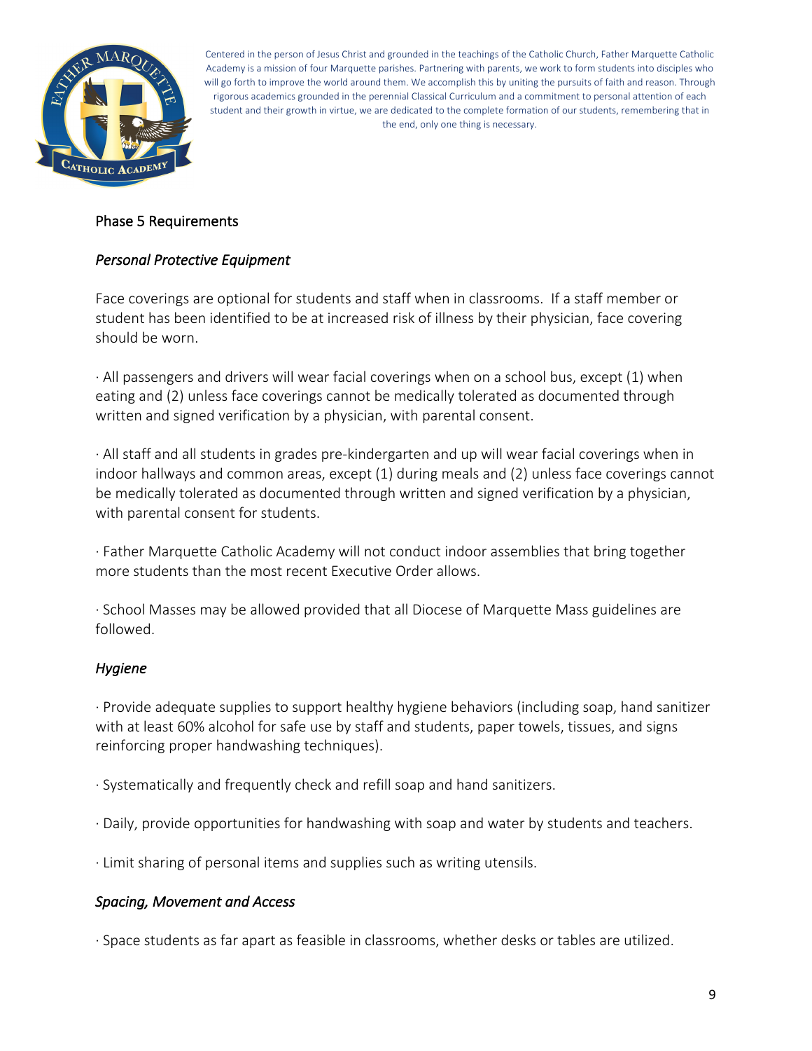Centered in the person of Jesus Christ and grounded in the teachings of the Catholic Church, Father Marquette Catholic Academy is a mission of four Marquette parishes. Partnering with parents, we work to form students into disciples who will go forth to improve the world around them. We accomplish this by uniting the pursuits of faith and reason. Through rigorous academics grounded in the perennial Classical Curriculum and a commitment to personal attention of each student and their growth in virtue, we are dedicated to the complete formation of our students, remembering that in the end, only one thing is necessary.

## Phase 5 Requirements

### *Personal Protective Equipment*

Face coverings are optional for students and staff when in classrooms. If a staff member or student has been identified to be at increased risk of illness by their physician, face covering should be worn.

· All passengers and drivers will wear facial coverings when on a school bus, except (1) when eating and (2) unless face coverings cannot be medically tolerated as documented through written and signed verification by a physician, with parental consent.

· All staff and all students in grades pre-kindergarten and up will wear facial coverings when in indoor hallways and common areas, except (1) during meals and (2) unless face coverings cannot be medically tolerated as documented through written and signed verification by a physician, with parental consent for students.

· Father Marquette Catholic Academy will not conduct indoor assemblies that bring together more students than the most recent Executive Order allows.

· School Masses may be allowed provided that all Diocese of Marquette Mass guidelines are followed.

### *Hygiene*

· Provide adequate supplies to support healthy hygiene behaviors (including soap, hand sanitizer with at least 60% alcohol for safe use by staff and students, paper towels, tissues, and signs reinforcing proper handwashing techniques).

· Systematically and frequently check and refill soap and hand sanitizers.

· Daily, provide opportunities for handwashing with soap and water by students and teachers.

· Limit sharing of personal items and supplies such as writing utensils.

### *Spacing, Movement and Access*

· Space students as far apart as feasible in classrooms, whether desks or tables are utilized.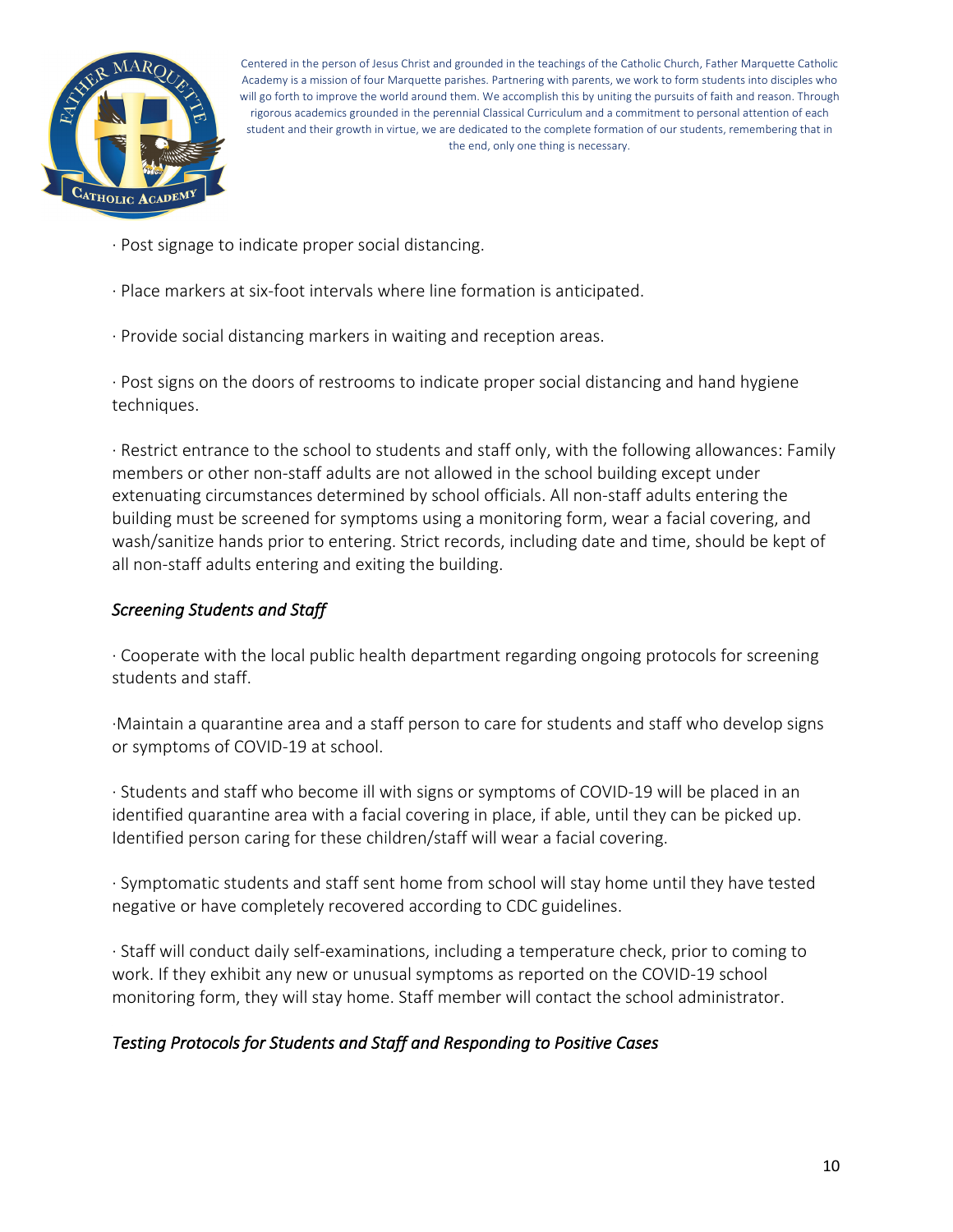· Post signage to indicate proper social distancing.

· Place markers at six-foot intervals where line formation is anticipated.

· Provide social distancing markers in waiting and reception areas.

· Post signs on the doors of restrooms to indicate proper social distancing and hand hygiene techniques.

· Restrict entrance to the school to students and staff only, with the following allowances: Family members or other non-staff adults are not allowed in the school building except under extenuating circumstances determined by school officials. All non-staff adults entering the building must be screened for symptoms using a monitoring form, wear a facial covering, and wash/sanitize hands prior to entering. Strict records, including date and time, should be kept of all non-staff adults entering and exiting the building.

*Screening Students and Staff*

· Cooperate with the local public health department regarding ongoing protocols for screening students and staff.

·Maintain a quarantine area and a staff person to care for students and staff who develop signs or symptoms of COVID-19 at school.

· Students and staff who become ill with signs or symptoms of COVID-19 will be placed in an identified quarantine area with a facial covering in place, if able, until they can be picked up. Identified person caring for these children/staff will wear a facial covering.

· Symptomatic students and staff sent home from school will stay home until they have tested negative or have completely recovered according to CDC guidelines.

· Staff will conduct daily self-examinations, including a temperature check, prior to coming to work. If they exhibit any new or unusual symptoms as reported on the COVID-19 school monitoring form, they will stay home. Staff member will contact the school administrator.

*Testing Protocols for Students and Staff and Responding to Positive Cases*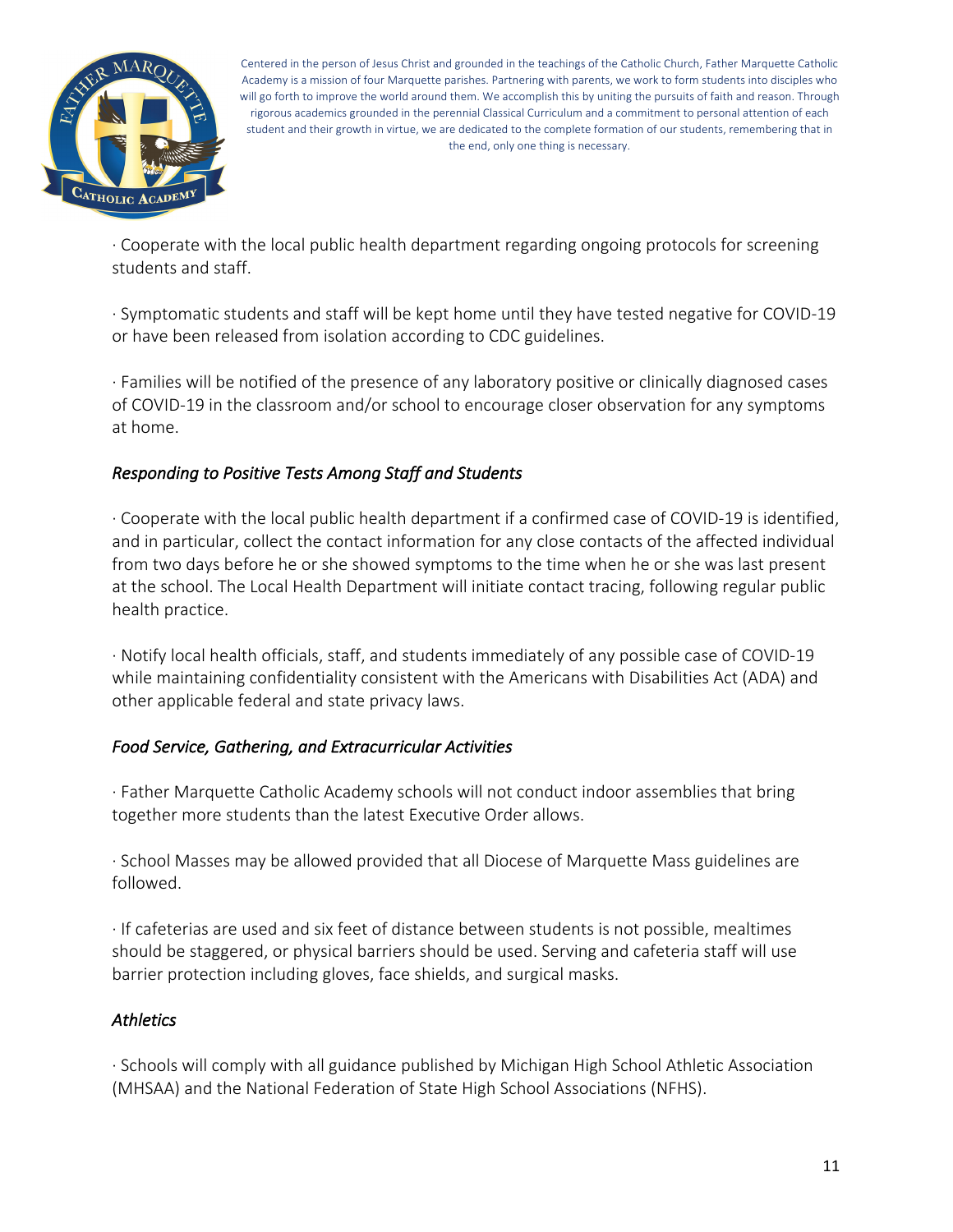· Cooperate with the local public health department regarding ongoing protocols for screening students and staff.

· Symptomatic students and staff will be kept home until they have tested negative for COVID-19 or have been released from isolation according to CDC guidelines.

· Families will be notified of the presence of any laboratory positive or clinically diagnosed cases of COVID-19 in the classroom and/or school to encourage closer observation for any symptoms at home.

### *Responding to Positive Tests Among Staff and Students*

· Cooperate with the local public health department if a confirmed case of COVID-19 is identified, and in particular, collect the contact information for any close contacts of the affected individual from two days before he or she showed symptoms to the time when he or she was last present at the school. The Local Health Department will initiate contact tracing, following regular public health practice.

· Notify local health officials, staff, and students immediately of any possible case of COVID-19 while maintaining confidentiality consistent with the Americans with Disabilities Act (ADA) and other applicable federal and state privacy laws.

### *Food Service, Gathering, and Extracurricular Activities*

· Father Marquette Catholic Academy schools will not conduct indoor assemblies that bring together more students than the latest Executive Order allows.

· School Masses may be allowed provided that all Diocese of Marquette Mass guidelines are followed.

· If cafeterias are used and six feet of distance between students is not possible, mealtimes should be staggered, or physical barriers should be used. Serving and cafeteria staff will use barrier protection including gloves, face shields, and surgical masks.

### *Athletics*

· Schools will comply with all guidance published by Michigan High School Athletic Association (MHSAA) and the National Federation of State High School Associations (NFHS).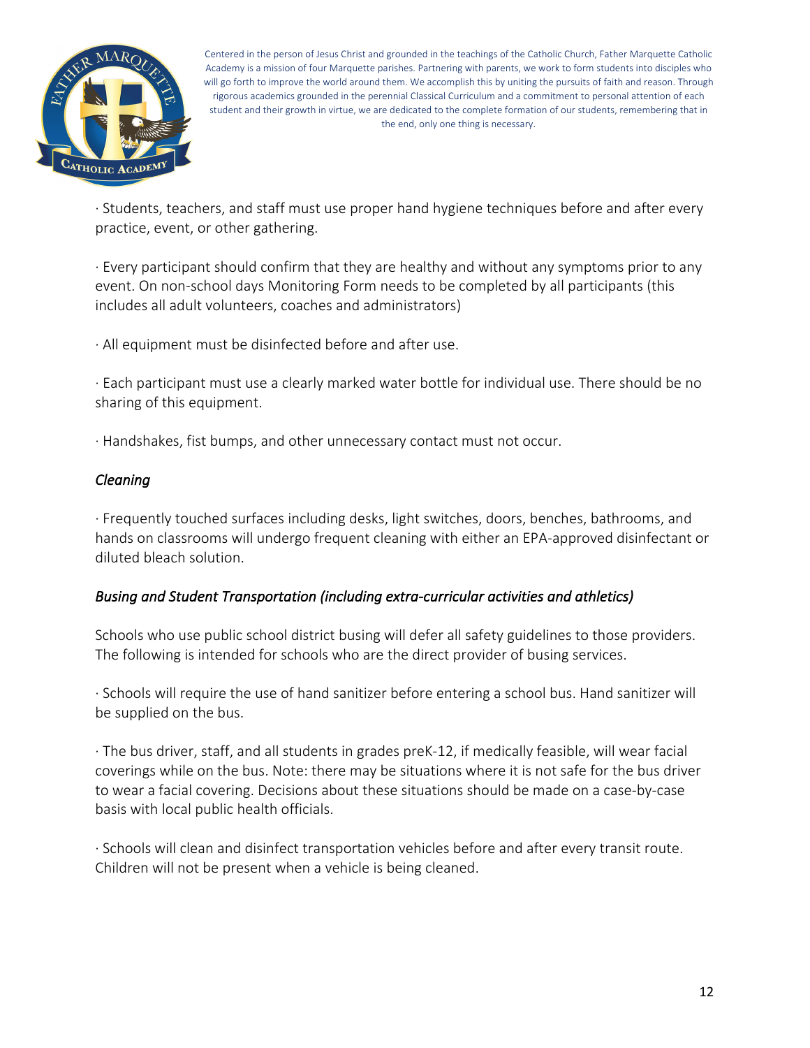· Students, teachers, and staff must use proper hand hygiene techniques before and after every practice, event, or other gathering.

· Every participant should confirm that they are healthy and without any symptoms prior to any event. On non-school days Monitoring Form needs to be completed by all participants (this includes all adult volunteers, coaches and administrators)

· All equipment must be disinfected before and after use.

· Each participant must use a clearly marked water bottle for individual use. There should be no sharing of this equipment.

· Handshakes, fist bumps, and other unnecessary contact must not occur.

*Cleaning*

· Frequently touched surfaces including desks, light switches, doors, benches, bathrooms, and hands on classrooms will undergo frequent cleaning with either an EPA-approved disinfectant or diluted bleach solution.

*Busing and Student Transportation (including extra-curricular activities and athletics)*

Schools who use public school district busing will defer all safety guidelines to those providers. The following is intended for schools who are the direct provider of busing services.

· Schools will require the use of hand sanitizer before entering a school bus. Hand sanitizer will be supplied on the bus.

· The bus driver, staff, and all students in grades preK-12, if medically feasible, will wear facial coverings while on the bus. Note: there may be situations where it is not safe for the bus driver to wear a facial covering. Decisions about these situations should be made on a case-by-case basis with local public health officials.

· Schools will clean and disinfect transportation vehicles before and after every transit route. Children will not be present when a vehicle is being cleaned.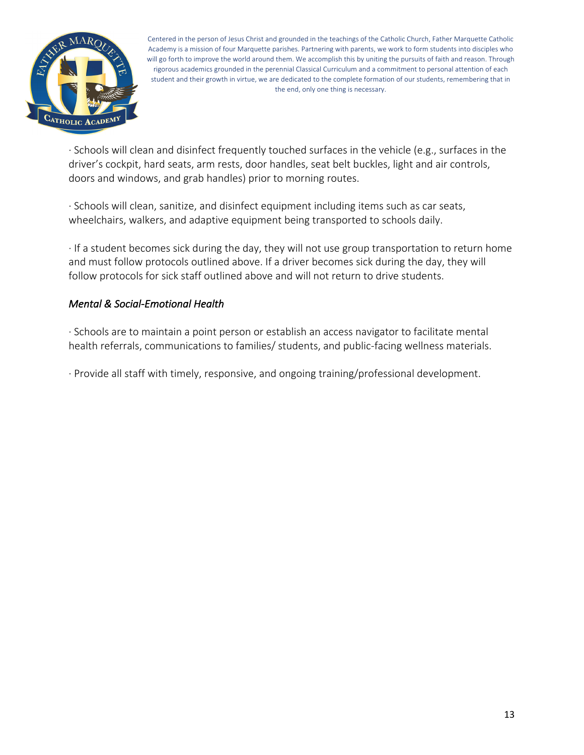· Schools will clean and disinfect frequently touched surfaces in the vehicle (e.g., surfaces in the driver's cockpit, hard seats, arm rests, door handles, seat belt buckles, light and air controls, doors and windows, and grab handles) prior to morning routes.

· Schools will clean, sanitize, and disinfect equipment including items such as car seats, wheelchairs, walkers, and adaptive equipment being transported to schools daily.

· If a student becomes sick during the day, they will not use group transportation to return home and must follow protocols outlined above. If a driver becomes sick during the day, they will follow protocols for sick staff outlined above and will not return to drive students.

### *Mental & Social-Emotional Health*

· Schools are to maintain a point person or establish an access navigator to facilitate mental health referrals, communications to families/ students, and public-facing wellness materials.

· Provide all staff with timely, responsive, and ongoing training/professional development.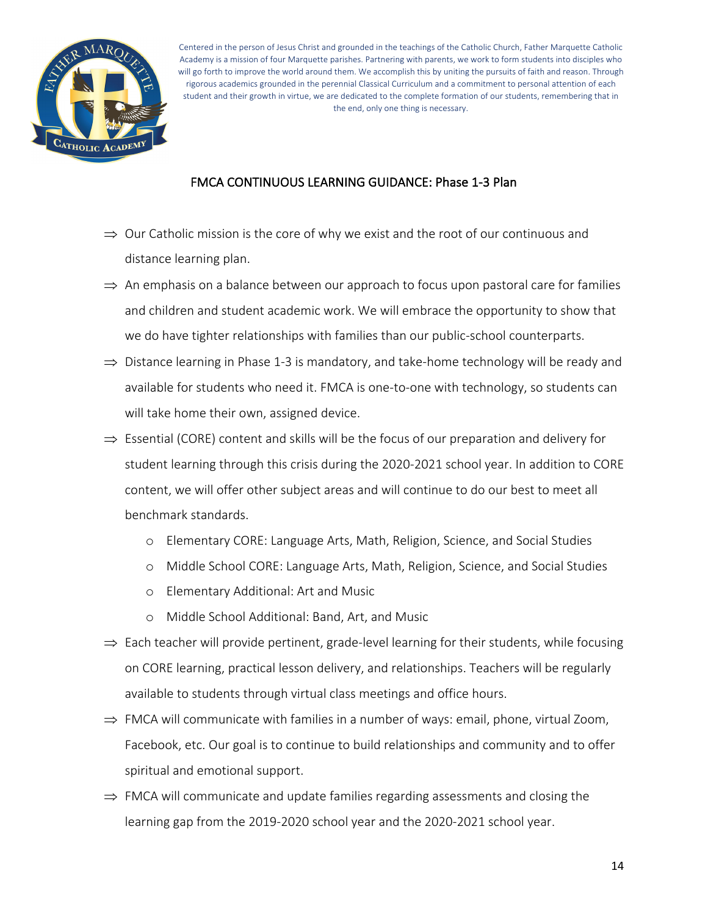Centered in the person of Jesus Christ and grounded in the teachings of the Catholic Church, Father Marquette Catholic Academy is a mission of four Marquette parishes. Partnering with parents, we work to form students into disciples who will go forth to improve the world around them. We accomplish this by uniting the pursuits of faith and reason. Through rigorous academics grounded in the perennial Classical Curriculum and a commitment to personal attention of each student and their growth in virtue, we are dedicated to the complete formation of our students, remembering that in the end, only one thing is necessary.

## FMCA CONTINUOUS LEARNING GUIDANCE: Phase 1-3 Plan

⇒ Our Catholic mission is the core of why we exist and the root of our continuous and distance learning plan.

⇒ An emphasis on a balance between our approach to focus upon pastoral care for families and children and student academic work. We will embrace the opportunity to show that we do have tighter relationships with families than our public-school counterparts.

⇒ Distance learning in Phase 1-3 is mandatory, and take-home technology will be ready and available for students who need it. FMCA is one-to-one with technology, so students can will take home their own, assigned device.

⇒ Essential (CORE) content and skills will be the focus of our preparation and delivery for student learning through this crisis during the 2020-2021 school year. In addition to CORE content, we will offer other subject areas and will continue to do our best to meet all benchmark standards.

- Elementary CORE: Language Arts, Math, Religion, Science, and Social Studies
- Middle School CORE: Language Arts, Math, Religion, Science, and Social Studies
- Elementary Additional: Art and Music
- Middle School Additional: Band, Art, and Music

⇒ Each teacher will provide pertinent, grade-level learning for their students, while focusing on CORE learning, practical lesson delivery, and relationships. Teachers will be regularly available to students through virtual class meetings and office hours.

⇒ FMCA will communicate with families in a number of ways: email, phone, virtual Zoom, Facebook, etc. Our goal is to continue to build relationships and community and to offer spiritual and emotional support.

⇒ FMCA will communicate and update families regarding assessments and closing the learning gap from the 2019-2020 school year and the 2020-2021 school year.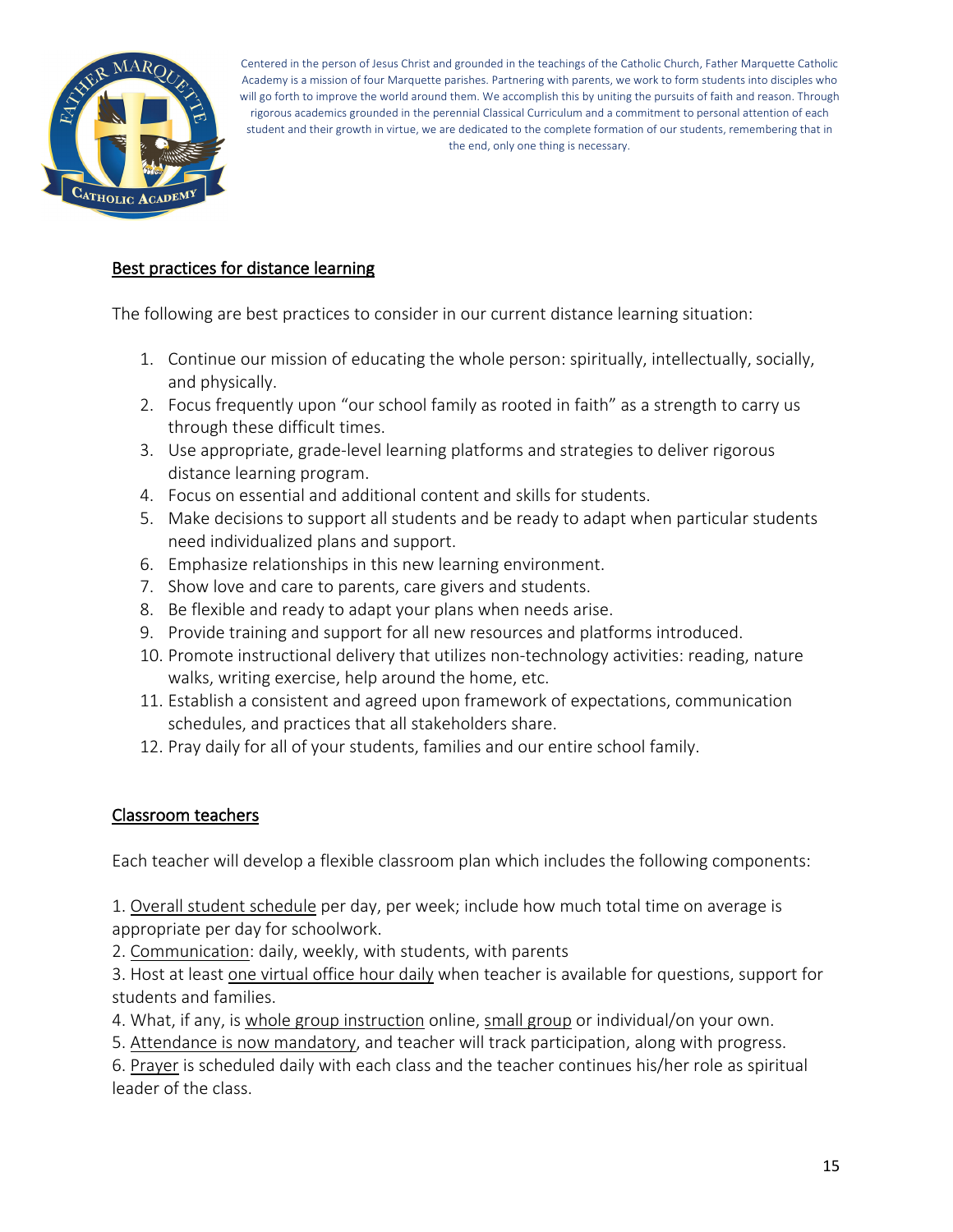Centered in the person of Jesus Christ and grounded in the teachings of the Catholic Church, Father Marquette Catholic Academy is a mission of four Marquette parishes. Partnering with parents, we work to form students into disciples who will go forth to improve the world around them. We accomplish this by uniting the pursuits of faith and reason. Through rigorous academics grounded in the perennial Classical Curriculum and a commitment to personal attention of each student and their growth in virtue, we are dedicated to the complete formation of our students, remembering that in the end, only one thing is necessary.

## Best practices for distance learning

The following are best practices to consider in our current distance learning situation:

1. Continue our mission of educating the whole person: spiritually, intellectually, socially, and physically.
2. Focus frequently upon "our school family as rooted in faith" as a strength to carry us through these difficult times.
3. Use appropriate, grade-level learning platforms and strategies to deliver rigorous distance learning program.
4. Focus on essential and additional content and skills for students.
5. Make decisions to support all students and be ready to adapt when particular students need individualized plans and support.
6. Emphasize relationships in this new learning environment.
7. Show love and care to parents, care givers and students.
8. Be flexible and ready to adapt your plans when needs arise.
9. Provide training and support for all new resources and platforms introduced.
10. Promote instructional delivery that utilizes non-technology activities: reading, nature walks, writing exercise, help around the home, etc.
11. Establish a consistent and agreed upon framework of expectations, communication schedules, and practices that all stakeholders share.
12. Pray daily for all of your students, families and our entire school family.

## Classroom teachers

Each teacher will develop a flexible classroom plan which includes the following components:

1. Overall student schedule per day, per week; include how much total time on average is appropriate per day for schoolwork.
2. Communication: daily, weekly, with students, with parents
3. Host at least one virtual office hour daily when teacher is available for questions, support for students and families.
4. What, if any, is whole group instruction online, small group or individual/on your own.
5. Attendance is now mandatory, and teacher will track participation, along with progress.
6. Prayer is scheduled daily with each class and the teacher continues his/her role as spiritual leader of the class.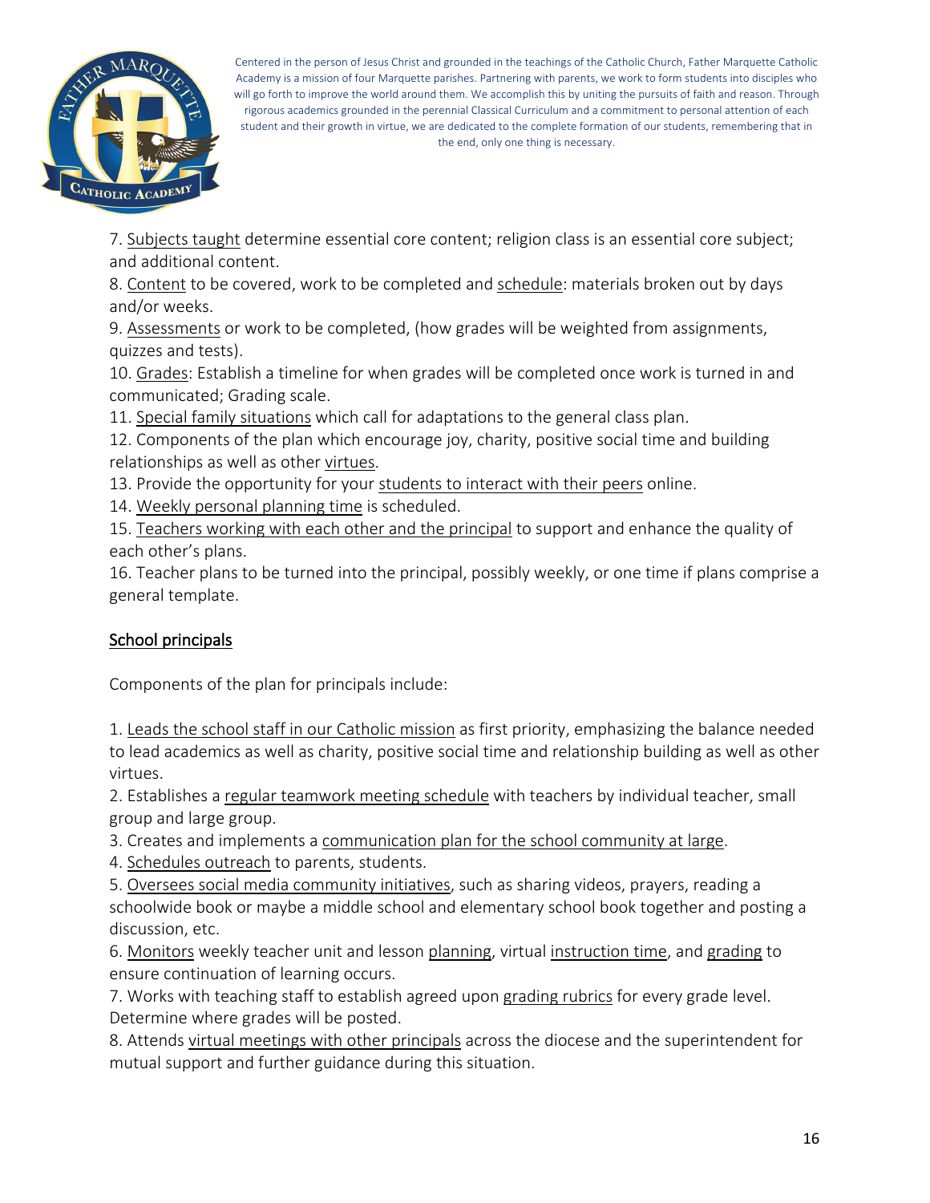7. Subjects taught determine essential core content; religion class is an essential core subject; and additional content.
8. Content to be covered, work to be completed and schedule: materials broken out by days and/or weeks.
9. Assessments or work to be completed, (how grades will be weighted from assignments, quizzes and tests).
10. Grades: Establish a timeline for when grades will be completed once work is turned in and communicated; Grading scale.
11. Special family situations which call for adaptations to the general class plan.
12. Components of the plan which encourage joy, charity, positive social time and building relationships as well as other virtues.
13. Provide the opportunity for your students to interact with their peers online.
14. Weekly personal planning time is scheduled.
15. Teachers working with each other and the principal to support and enhance the quality of each other's plans.
16. Teacher plans to be turned into the principal, possibly weekly, or one time if plans comprise a general template.

## School principals

Components of the plan for principals include:

1. Leads the school staff in our Catholic mission as first priority, emphasizing the balance needed to lead academics as well as charity, positive social time and relationship building as well as other virtues.
2. Establishes a regular teamwork meeting schedule with teachers by individual teacher, small group and large group.
3. Creates and implements a communication plan for the school community at large.
4. Schedules outreach to parents, students.
5. Oversees social media community initiatives, such as sharing videos, prayers, reading a schoolwide book or maybe a middle school and elementary school book together and posting a discussion, etc.
6. Monitors weekly teacher unit and lesson planning, virtual instruction time, and grading to ensure continuation of learning occurs.
7. Works with teaching staff to establish agreed upon grading rubrics for every grade level. Determine where grades will be posted.
8. Attends virtual meetings with other principals across the diocese and the superintendent for mutual support and further guidance during this situation.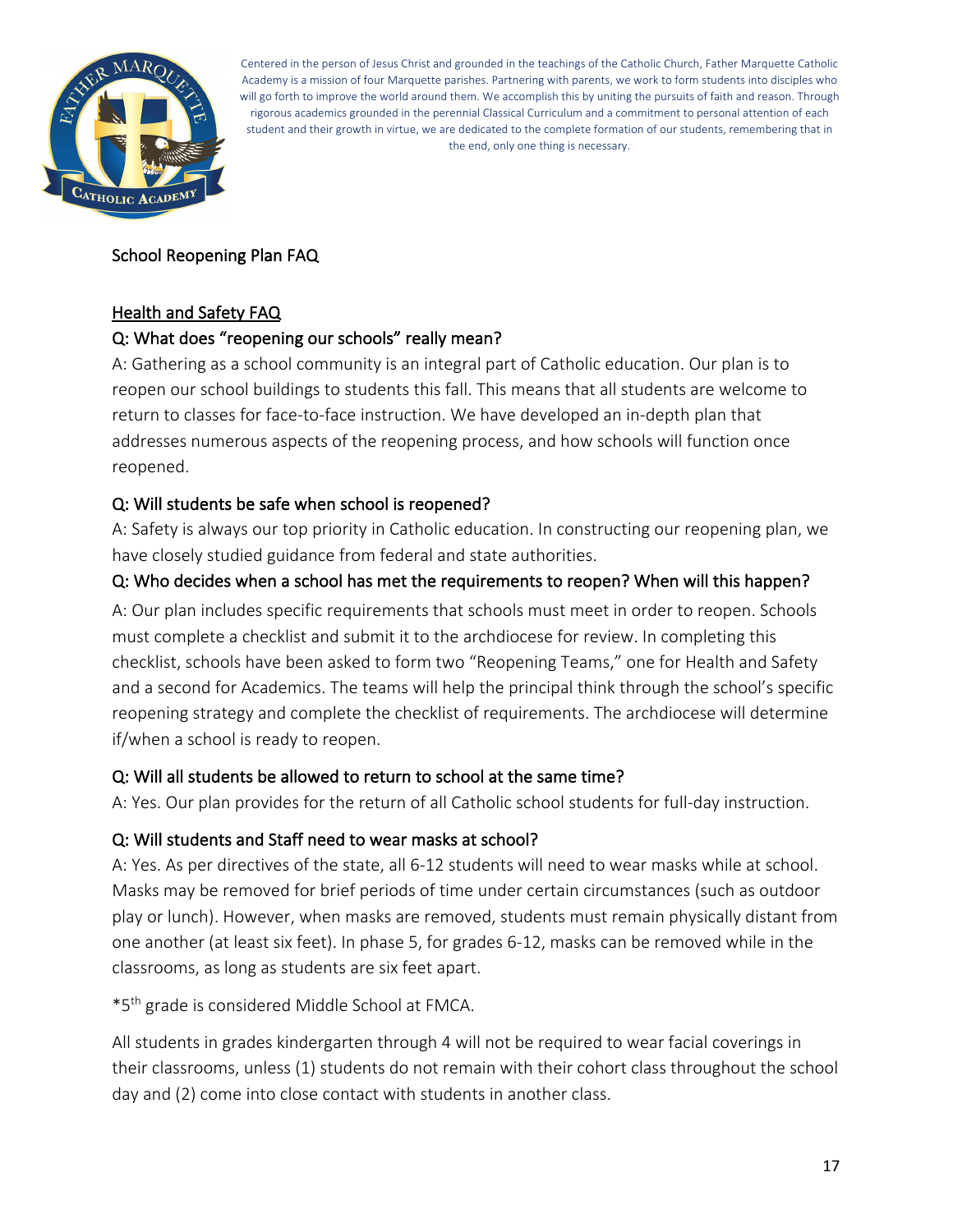Centered in the person of Jesus Christ and grounded in the teachings of the Catholic Church, Father Marquette Catholic Academy is a mission of four Marquette parishes. Partnering with parents, we work to form students into disciples who will go forth to improve the world around them. We accomplish this by uniting the pursuits of faith and reason. Through rigorous academics grounded in the perennial Classical Curriculum and a commitment to personal attention of each student and their growth in virtue, we are dedicated to the complete formation of our students, remembering that in the end, only one thing is necessary.

## School Reopening Plan FAQ

### Health and Safety FAQ

**Q: What does "reopening our schools" really mean?**

A: Gathering as a school community is an integral part of Catholic education. Our plan is to reopen our school buildings to students this fall. This means that all students are welcome to return to classes for face-to-face instruction. We have developed an in-depth plan that addresses numerous aspects of the reopening process, and how schools will function once reopened.

**Q: Will students be safe when school is reopened?**

A: Safety is always our top priority in Catholic education. In constructing our reopening plan, we have closely studied guidance from federal and state authorities.

**Q: Who decides when a school has met the requirements to reopen? When will this happen?**

A: Our plan includes specific requirements that schools must meet in order to reopen. Schools must complete a checklist and submit it to the archdiocese for review. In completing this checklist, schools have been asked to form two "Reopening Teams," one for Health and Safety and a second for Academics. The teams will help the principal think through the school's specific reopening strategy and complete the checklist of requirements. The archdiocese will determine if/when a school is ready to reopen.

**Q: Will all students be allowed to return to school at the same time?**

A: Yes. Our plan provides for the return of all Catholic school students for full-day instruction.

**Q: Will students and Staff need to wear masks at school?**

A: Yes. As per directives of the state, all 6-12 students will need to wear masks while at school. Masks may be removed for brief periods of time under certain circumstances (such as outdoor play or lunch). However, when masks are removed, students must remain physically distant from one another (at least six feet). In phase 5, for grades 6-12, masks can be removed while in the classrooms, as long as students are six feet apart.

*5th grade is considered Middle School at FMCA.

All students in grades kindergarten through 4 will not be required to wear facial coverings in their classrooms, unless (1) students do not remain with their cohort class throughout the school day and (2) come into close contact with students in another class.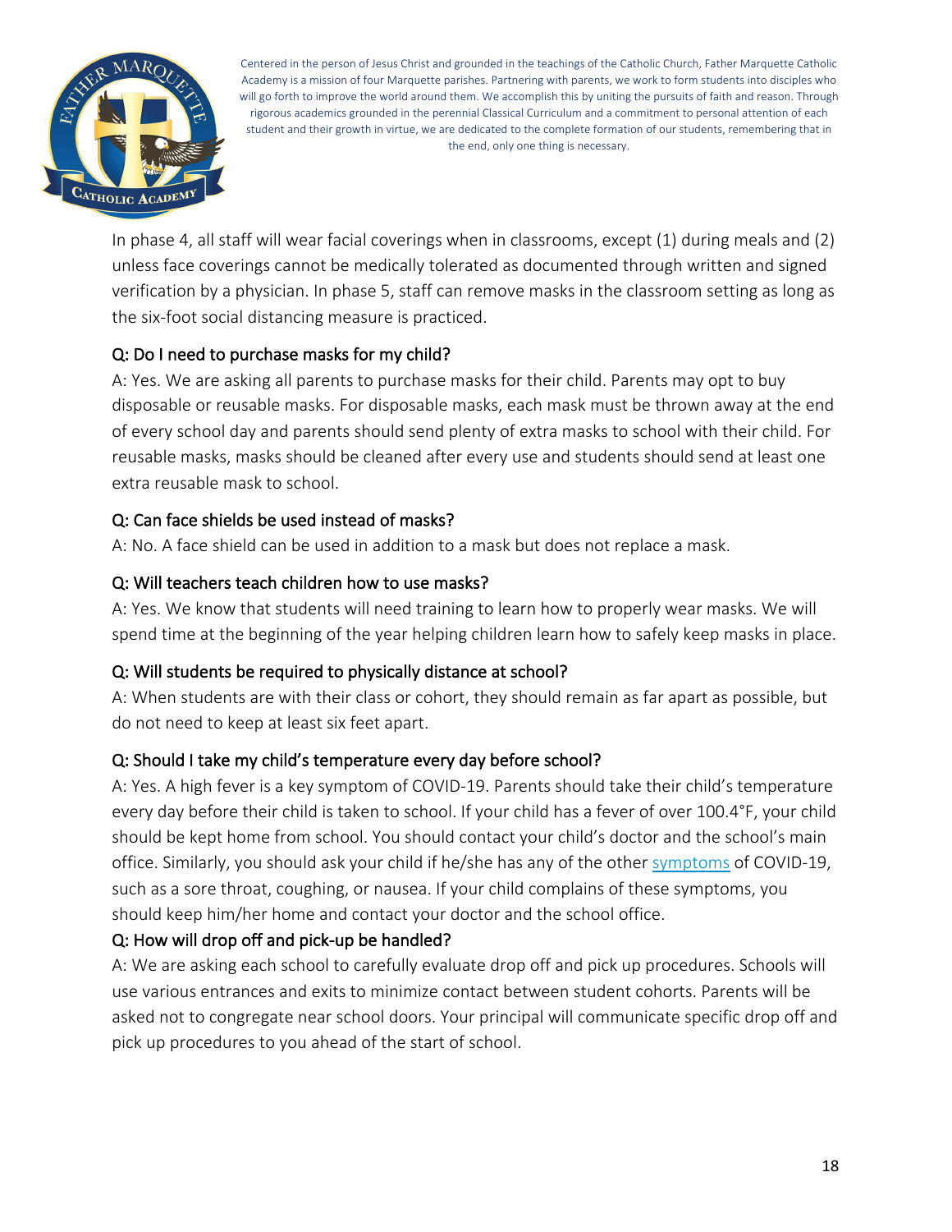Centered in the person of Jesus Christ and grounded in the teachings of the Catholic Church, Father Marquette Catholic Academy is a mission of four Marquette parishes. Partnering with parents, we work to form students into disciples who will go forth to improve the world around them. We accomplish this by uniting the pursuits of faith and reason. Through rigorous academics grounded in the perennial Classical Curriculum and a commitment to personal attention of each student and their growth in virtue, we are dedicated to the complete formation of our students, remembering that in the end, only one thing is necessary.

In phase 4, all staff will wear facial coverings when in classrooms, except (1) during meals and (2) unless face coverings cannot be medically tolerated as documented through written and signed verification by a physician. In phase 5, staff can remove masks in the classroom setting as long as the six-foot social distancing measure is practiced.

### Q: Do I need to purchase masks for my child?

A: Yes. We are asking all parents to purchase masks for their child. Parents may opt to buy disposable or reusable masks. For disposable masks, each mask must be thrown away at the end of every school day and parents should send plenty of extra masks to school with their child. For reusable masks, masks should be cleaned after every use and students should send at least one extra reusable mask to school.

### Q: Can face shields be used instead of masks?

A: No. A face shield can be used in addition to a mask but does not replace a mask.

### Q: Will teachers teach children how to use masks?

A: Yes. We know that students will need training to learn how to properly wear masks. We will spend time at the beginning of the year helping children learn how to safely keep masks in place.

### Q: Will students be required to physically distance at school?

A: When students are with their class or cohort, they should remain as far apart as possible, but do not need to keep at least six feet apart.

### Q: Should I take my child's temperature every day before school?

A: Yes. A high fever is a key symptom of COVID-19. Parents should take their child's temperature every day before their child is taken to school. If your child has a fever of over 100.4°F, your child should be kept home from school. You should contact your child's doctor and the school's main office. Similarly, you should ask your child if he/she has any of the other symptoms of COVID-19, such as a sore throat, coughing, or nausea. If your child complains of these symptoms, you should keep him/her home and contact your doctor and the school office.

### Q: How will drop off and pick-up be handled?

A: We are asking each school to carefully evaluate drop off and pick up procedures. Schools will use various entrances and exits to minimize contact between student cohorts. Parents will be asked not to congregate near school doors. Your principal will communicate specific drop off and pick up procedures to you ahead of the start of school.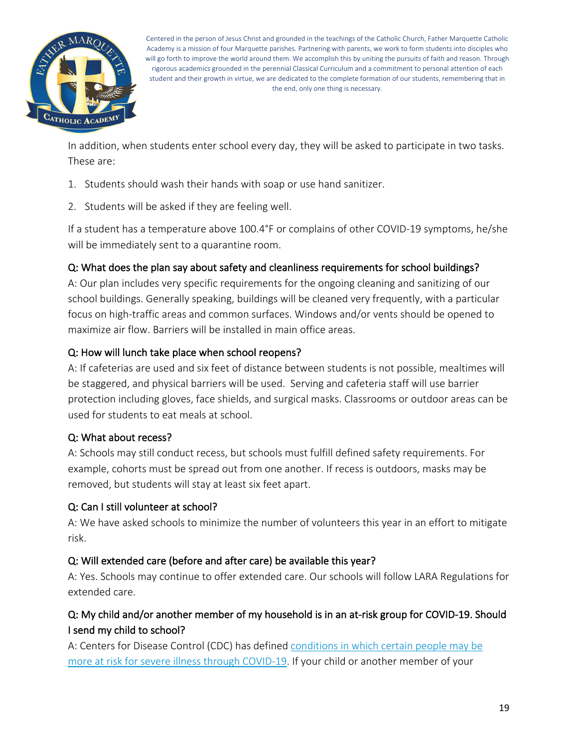In addition, when students enter school every day, they will be asked to participate in two tasks. These are:

1. Students should wash their hands with soap or use hand sanitizer.
2. Students will be asked if they are feeling well.

If a student has a temperature above 100.4°F or complains of other COVID-19 symptoms, he/she will be immediately sent to a quarantine room.

**Q: What does the plan say about safety and cleanliness requirements for school buildings?**

A: Our plan includes very specific requirements for the ongoing cleaning and sanitizing of our school buildings. Generally speaking, buildings will be cleaned very frequently, with a particular focus on high-traffic areas and common surfaces. Windows and/or vents should be opened to maximize air flow. Barriers will be installed in main office areas.

**Q: How will lunch take place when school reopens?**

A: If cafeterias are used and six feet of distance between students is not possible, mealtimes will be staggered, and physical barriers will be used. Serving and cafeteria staff will use barrier protection including gloves, face shields, and surgical masks. Classrooms or outdoor areas can be used for students to eat meals at school.

**Q: What about recess?**

A: Schools may still conduct recess, but schools must fulfill defined safety requirements. For example, cohorts must be spread out from one another. If recess is outdoors, masks may be removed, but students will stay at least six feet apart.

**Q: Can I still volunteer at school?**

A: We have asked schools to minimize the number of volunteers this year in an effort to mitigate risk.

**Q: Will extended care (before and after care) be available this year?**

A: Yes. Schools may continue to offer extended care. Our schools will follow LARA Regulations for extended care.

**Q: My child and/or another member of my household is in an at-risk group for COVID-19. Should I send my child to school?**

A: Centers for Disease Control (CDC) has defined [conditions in which certain people may be more at risk for severe illness through COVID-19](). If your child or another member of your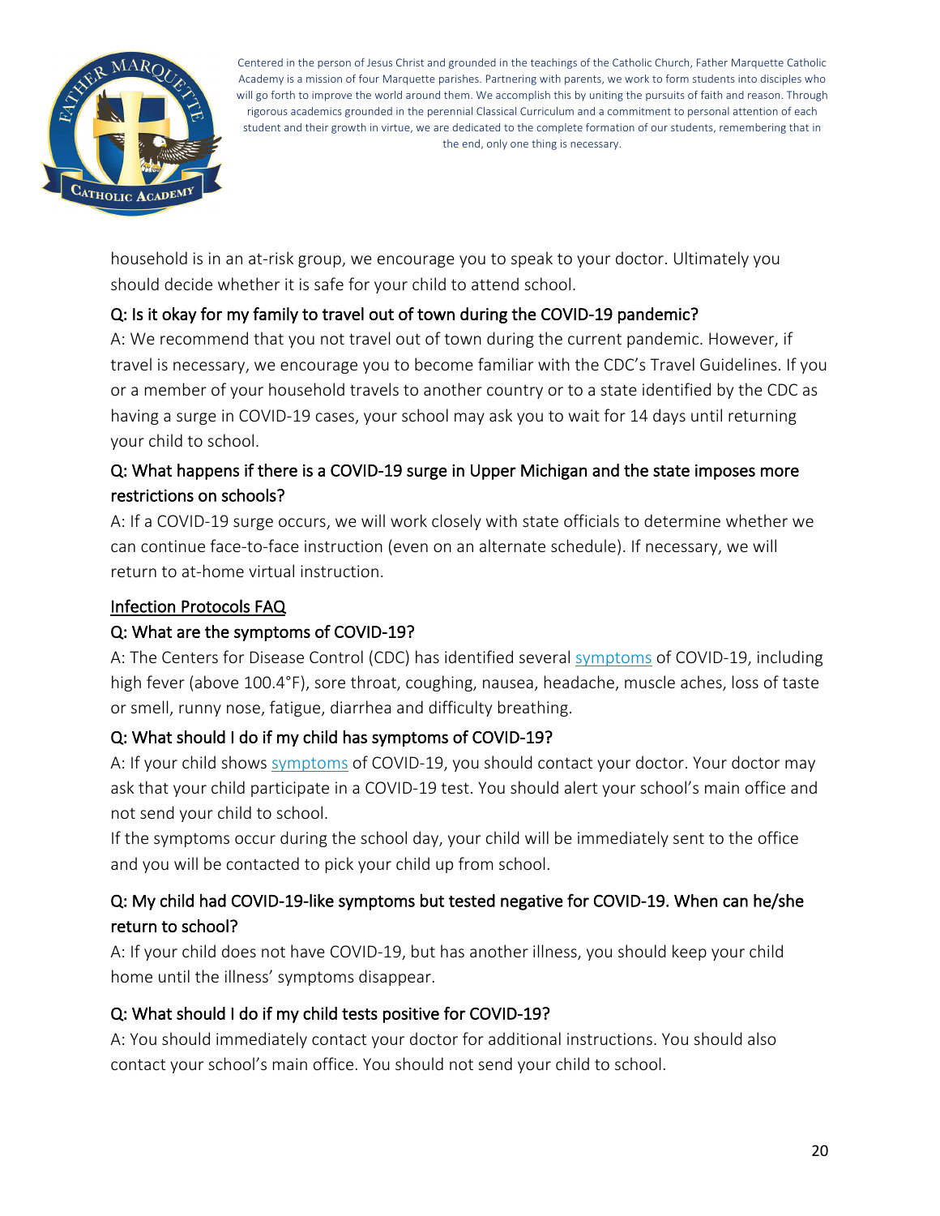household is in an at-risk group, we encourage you to speak to your doctor. Ultimately you should decide whether it is safe for your child to attend school.

Q: Is it okay for my family to travel out of town during the COVID-19 pandemic?

A: We recommend that you not travel out of town during the current pandemic. However, if travel is necessary, we encourage you to become familiar with the CDC's Travel Guidelines. If you or a member of your household travels to another country or to a state identified by the CDC as having a surge in COVID-19 cases, your school may ask you to wait for 14 days until returning your child to school.

Q: What happens if there is a COVID-19 surge in Upper Michigan and the state imposes more restrictions on schools?

A: If a COVID-19 surge occurs, we will work closely with state officials to determine whether we can continue face-to-face instruction (even on an alternate schedule). If necessary, we will return to at-home virtual instruction.

## Infection Protocols FAQ

Q: What are the symptoms of COVID-19?

A: The Centers for Disease Control (CDC) has identified several symptoms of COVID-19, including high fever (above 100.4°F), sore throat, coughing, nausea, headache, muscle aches, loss of taste or smell, runny nose, fatigue, diarrhea and difficulty breathing.

Q: What should I do if my child has symptoms of COVID-19?

A: If your child shows symptoms of COVID-19, you should contact your doctor. Your doctor may ask that your child participate in a COVID-19 test. You should alert your school's main office and not send your child to school.

If the symptoms occur during the school day, your child will be immediately sent to the office and you will be contacted to pick your child up from school.

Q: My child had COVID-19-like symptoms but tested negative for COVID-19. When can he/she return to school?

A: If your child does not have COVID-19, but has another illness, you should keep your child home until the illness' symptoms disappear.

Q: What should I do if my child tests positive for COVID-19?

A: You should immediately contact your doctor for additional instructions. You should also contact your school's main office. You should not send your child to school.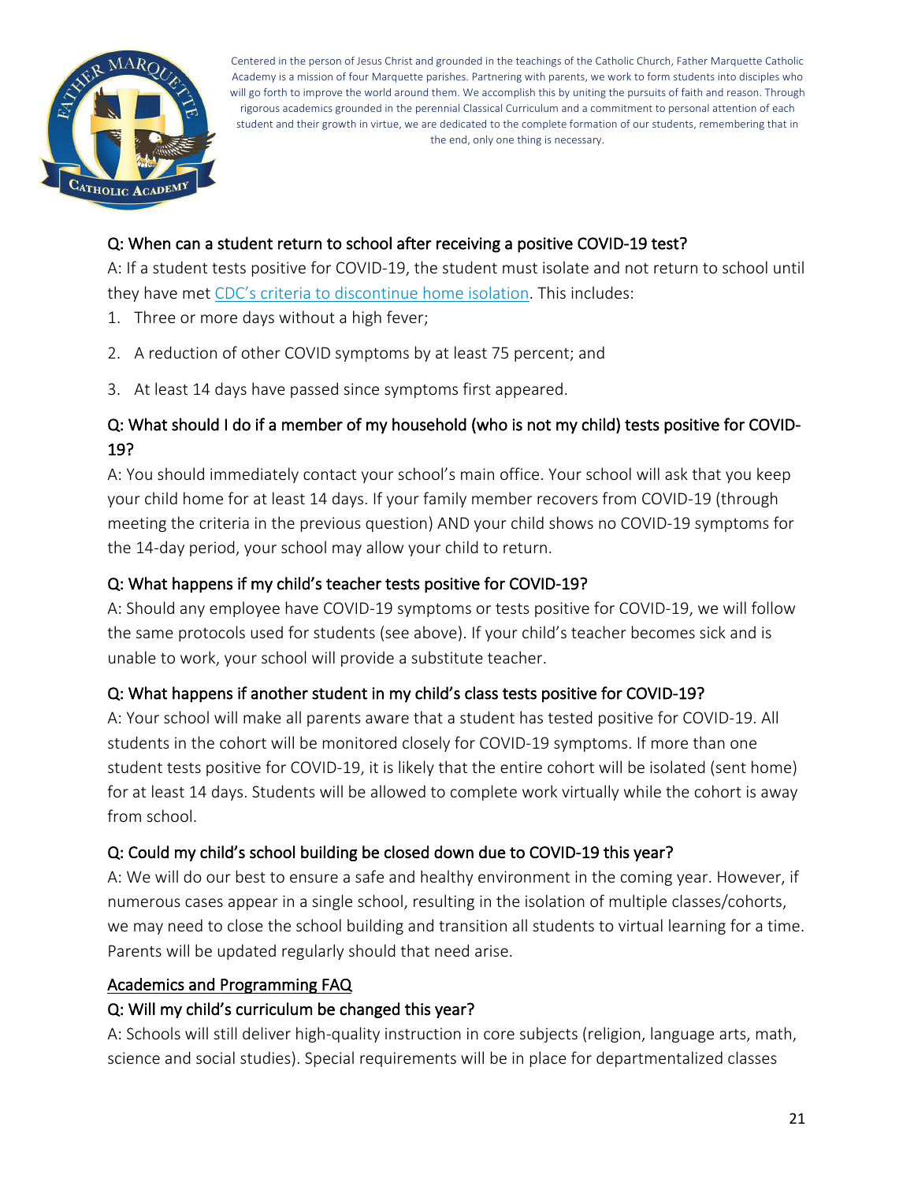Q: When can a student return to school after receiving a positive COVID-19 test?

A: If a student tests positive for COVID-19, the student must isolate and not return to school until they have met [CDC's criteria to discontinue home isolation](). This includes:

1. Three or more days without a high fever;
2. A reduction of other COVID symptoms by at least 75 percent; and
3. At least 14 days have passed since symptoms first appeared.

Q: What should I do if a member of my household (who is not my child) tests positive for COVID-19?

A: You should immediately contact your school's main office. Your school will ask that you keep your child home for at least 14 days. If your family member recovers from COVID-19 (through meeting the criteria in the previous question) AND your child shows no COVID-19 symptoms for the 14-day period, your school may allow your child to return.

Q: What happens if my child's teacher tests positive for COVID-19?

A: Should any employee have COVID-19 symptoms or tests positive for COVID-19, we will follow the same protocols used for students (see above). If your child's teacher becomes sick and is unable to work, your school will provide a substitute teacher.

Q: What happens if another student in my child's class tests positive for COVID-19?

A: Your school will make all parents aware that a student has tested positive for COVID-19. All students in the cohort will be monitored closely for COVID-19 symptoms. If more than one student tests positive for COVID-19, it is likely that the entire cohort will be isolated (sent home) for at least 14 days. Students will be allowed to complete work virtually while the cohort is away from school.

Q: Could my child's school building be closed down due to COVID-19 this year?

A: We will do our best to ensure a safe and healthy environment in the coming year. However, if numerous cases appear in a single school, resulting in the isolation of multiple classes/cohorts, we may need to close the school building and transition all students to virtual learning for a time. Parents will be updated regularly should that need arise.

## Academics and Programming FAQ

Q: Will my child's curriculum be changed this year?

A: Schools will still deliver high-quality instruction in core subjects (religion, language arts, math, science and social studies). Special requirements will be in place for departmentalized classes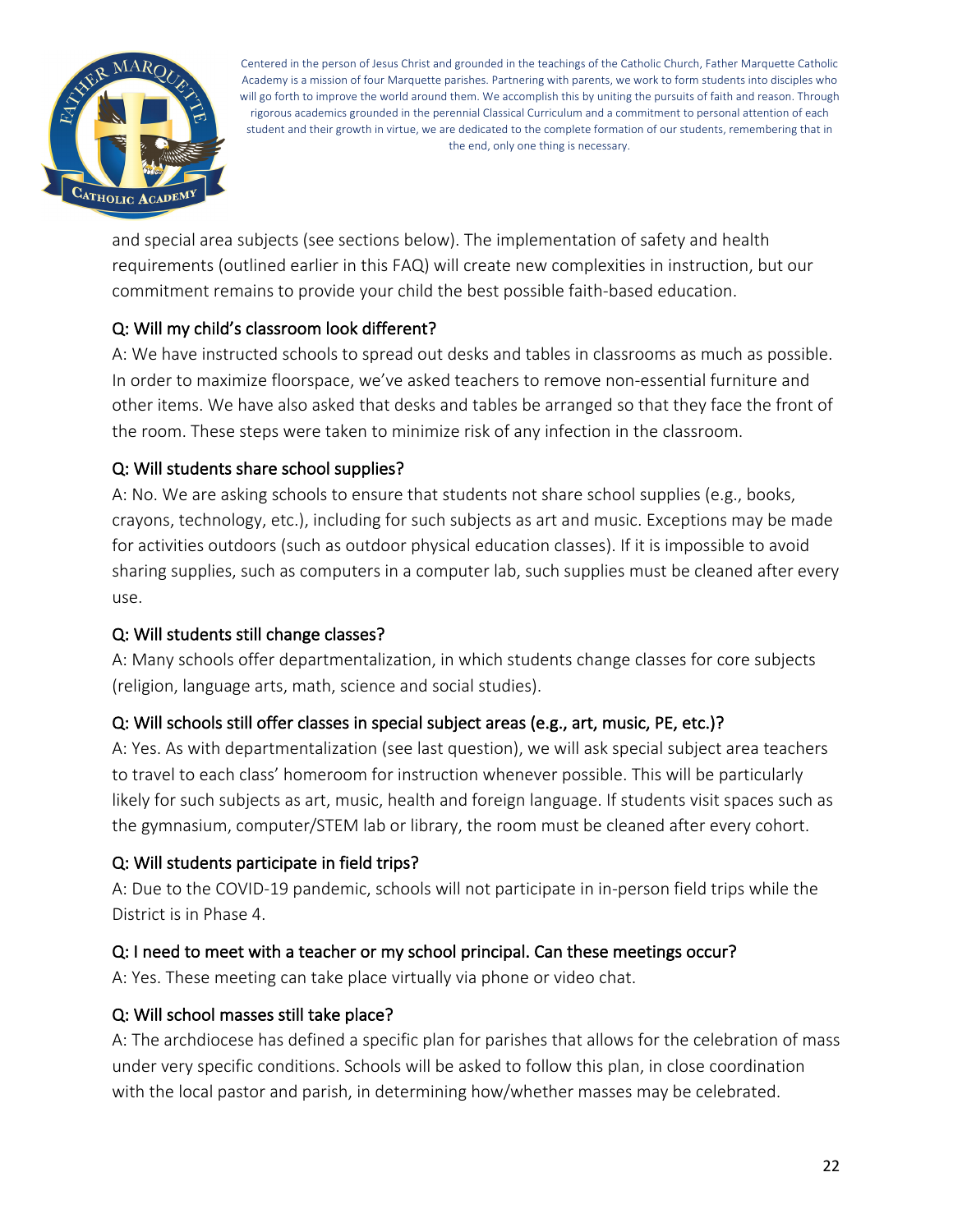and special area subjects (see sections below). The implementation of safety and health requirements (outlined earlier in this FAQ) will create new complexities in instruction, but our commitment remains to provide your child the best possible faith-based education.

### Q: Will my child's classroom look different?

A: We have instructed schools to spread out desks and tables in classrooms as much as possible. In order to maximize floorspace, we've asked teachers to remove non-essential furniture and other items. We have also asked that desks and tables be arranged so that they face the front of the room. These steps were taken to minimize risk of any infection in the classroom.

### Q: Will students share school supplies?

A: No. We are asking schools to ensure that students not share school supplies (e.g., books, crayons, technology, etc.), including for such subjects as art and music. Exceptions may be made for activities outdoors (such as outdoor physical education classes). If it is impossible to avoid sharing supplies, such as computers in a computer lab, such supplies must be cleaned after every use.

### Q: Will students still change classes?

A: Many schools offer departmentalization, in which students change classes for core subjects (religion, language arts, math, science and social studies).

### Q: Will schools still offer classes in special subject areas (e.g., art, music, PE, etc.)?

A: Yes. As with departmentalization (see last question), we will ask special subject area teachers to travel to each class' homeroom for instruction whenever possible. This will be particularly likely for such subjects as art, music, health and foreign language. If students visit spaces such as the gymnasium, computer/STEM lab or library, the room must be cleaned after every cohort.

### Q: Will students participate in field trips?

A: Due to the COVID-19 pandemic, schools will not participate in in-person field trips while the District is in Phase 4.

### Q: I need to meet with a teacher or my school principal. Can these meetings occur?

A: Yes. These meeting can take place virtually via phone or video chat.

### Q: Will school masses still take place?

A: The archdiocese has defined a specific plan for parishes that allows for the celebration of mass under very specific conditions. Schools will be asked to follow this plan, in close coordination with the local pastor and parish, in determining how/whether masses may be celebrated.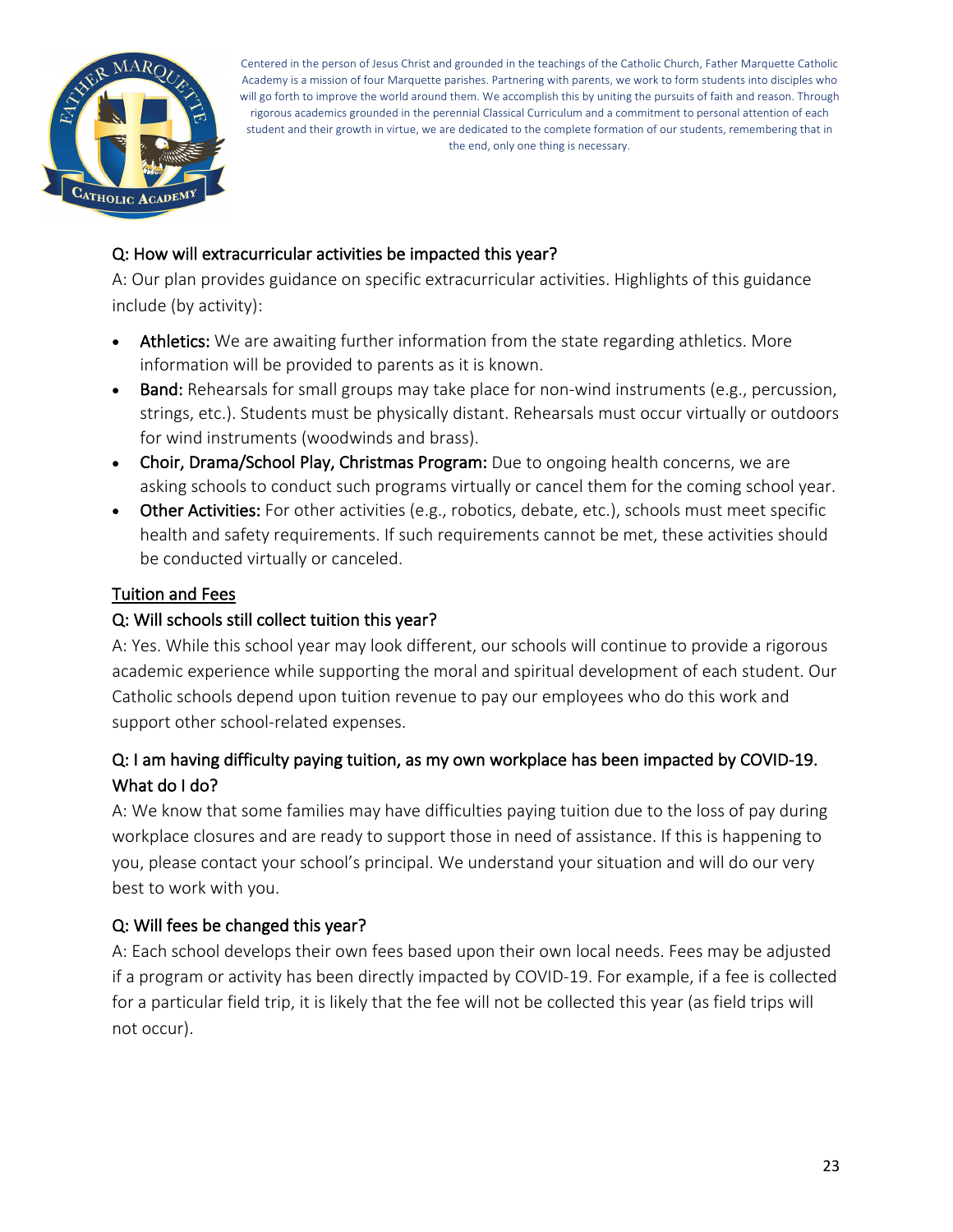Centered in the person of Jesus Christ and grounded in the teachings of the Catholic Church, Father Marquette Catholic Academy is a mission of four Marquette parishes. Partnering with parents, we work to form students into disciples who will go forth to improve the world around them. We accomplish this by uniting the pursuits of faith and reason. Through rigorous academics grounded in the perennial Classical Curriculum and a commitment to personal attention of each student and their growth in virtue, we are dedicated to the complete formation of our students, remembering that in the end, only one thing is necessary.

### Q: How will extracurricular activities be impacted this year?

A: Our plan provides guidance on specific extracurricular activities. Highlights of this guidance include (by activity):

- **Athletics:** We are awaiting further information from the state regarding athletics. More information will be provided to parents as it is known.
- **Band:** Rehearsals for small groups may take place for non-wind instruments (e.g., percussion, strings, etc.). Students must be physically distant. Rehearsals must occur virtually or outdoors for wind instruments (woodwinds and brass).
- **Choir, Drama/School Play, Christmas Program:** Due to ongoing health concerns, we are asking schools to conduct such programs virtually or cancel them for the coming school year.
- **Other Activities:** For other activities (e.g., robotics, debate, etc.), schools must meet specific health and safety requirements. If such requirements cannot be met, these activities should be conducted virtually or canceled.

## Tuition and Fees

### Q: Will schools still collect tuition this year?

A: Yes. While this school year may look different, our schools will continue to provide a rigorous academic experience while supporting the moral and spiritual development of each student. Our Catholic schools depend upon tuition revenue to pay our employees who do this work and support other school-related expenses.

### Q: I am having difficulty paying tuition, as my own workplace has been impacted by COVID-19. What do I do?

A: We know that some families may have difficulties paying tuition due to the loss of pay during workplace closures and are ready to support those in need of assistance. If this is happening to you, please contact your school's principal. We understand your situation and will do our very best to work with you.

### Q: Will fees be changed this year?

A: Each school develops their own fees based upon their own local needs. Fees may be adjusted if a program or activity has been directly impacted by COVID-19. For example, if a fee is collected for a particular field trip, it is likely that the fee will not be collected this year (as field trips will not occur).